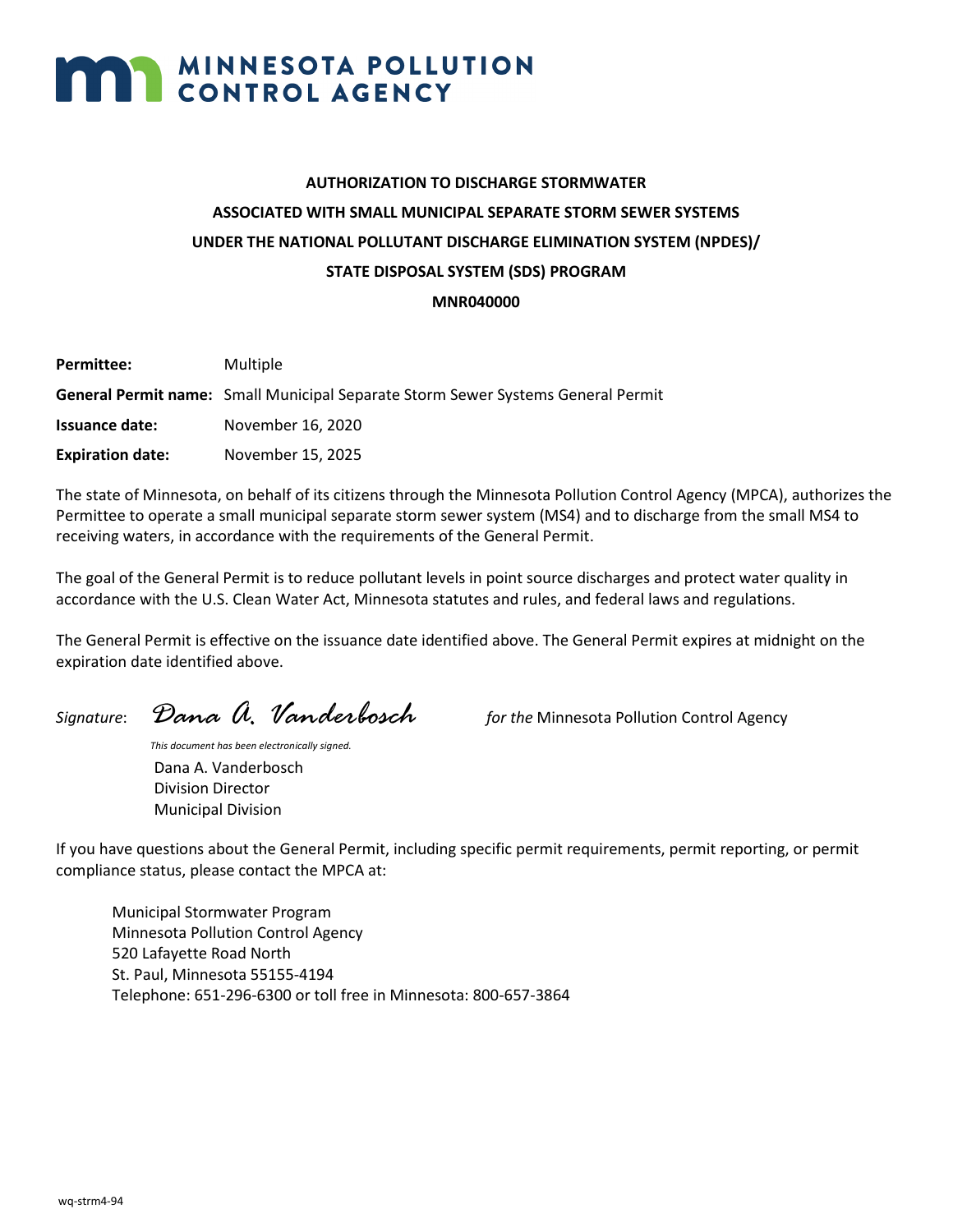# MINNESOTA POLLUTION CONTROL AGENCY

**AUTHORIZATION TO DISCHARGE STORMWATER**

**ASSOCIATED WITH SMALL MUNICIPAL SEPARATE STORM SEWER SYSTEMS**

**UNDER THE NATIONAL POLLUTANT DISCHARGE ELIMINATION SYSTEM (NPDES)/**

**STATE DISPOSAL SYSTEM (SDS) PROGRAM**

**MNR040000**

**Permittee:** Multiple

**General Permit name:** Small Municipal Separate Storm Sewer Systems General Permit

**Issuance date:** November 16, 2020

**Expiration date:** November 15, 2025

The state of Minnesota, on behalf of its citizens through the Minnesota Pollution Control Agency (MPCA), authorizes the Permittee to operate a small municipal separate storm sewer system (MS4) and to discharge from the small MS4 to receiving waters, in accordance with the requirements of the General Permit.

The goal of the General Permit is to reduce pollutant levels in point source discharges and protect water quality in accordance with the U.S. Clean Water Act, Minnesota statutes and rules, and federal laws and regulations.

The General Permit is effective on the issuance date identified above. The General Permit expires at midnight on the expiration date identified above.

*Signature*: *Dana A. Vanderbosch* *for the* Minnesota Pollution Control Agency

*This document has been electronically signed.*

Dana A. Vanderbosch
Division Director
Municipal Division

If you have questions about the General Permit, including specific permit requirements, permit reporting, or permit compliance status, please contact the MPCA at:

Municipal Stormwater Program
Minnesota Pollution Control Agency
520 Lafayette Road North
St. Paul, Minnesota 55155-4194
Telephone: 651-296-6300 or toll free in Minnesota: 800-657-3864

wq-strm4-94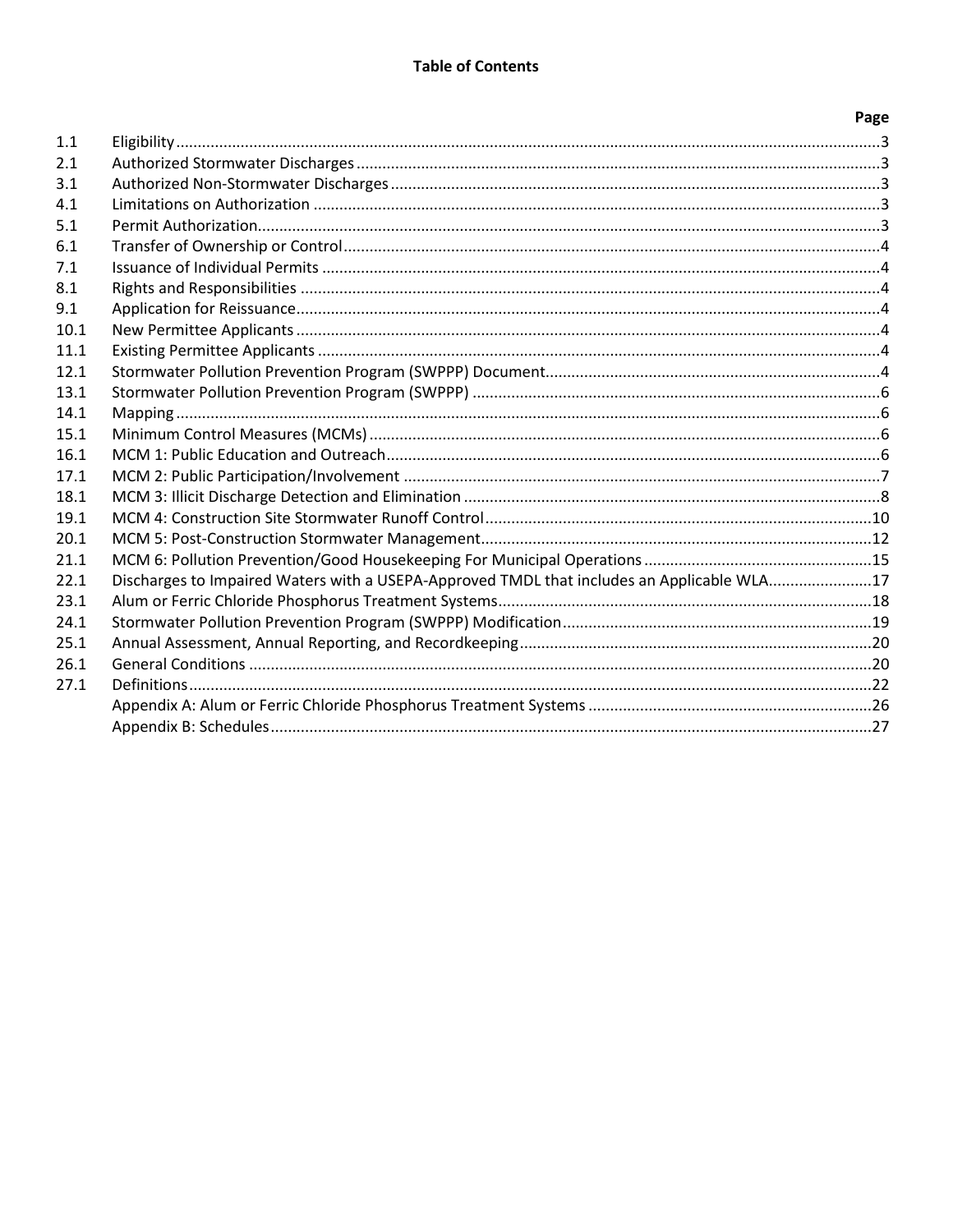**Table of Contents**

| | | Page |
|---|---|---|
| 1.1 | Eligibility | 3 |
| 2.1 | Authorized Stormwater Discharges | 3 |
| 3.1 | Authorized Non-Stormwater Discharges | 3 |
| 4.1 | Limitations on Authorization | 3 |
| 5.1 | Permit Authorization | 3 |
| 6.1 | Transfer of Ownership or Control | 4 |
| 7.1 | Issuance of Individual Permits | 4 |
| 8.1 | Rights and Responsibilities | 4 |
| 9.1 | Application for Reissuance | 4 |
| 10.1 | New Permittee Applicants | 4 |
| 11.1 | Existing Permittee Applicants | 4 |
| 12.1 | Stormwater Pollution Prevention Program (SWPPP) Document | 4 |
| 13.1 | Stormwater Pollution Prevention Program (SWPPP) | 6 |
| 14.1 | Mapping | 6 |
| 15.1 | Minimum Control Measures (MCMs) | 6 |
| 16.1 | MCM 1: Public Education and Outreach | 6 |
| 17.1 | MCM 2: Public Participation/Involvement | 7 |
| 18.1 | MCM 3: Illicit Discharge Detection and Elimination | 8 |
| 19.1 | MCM 4: Construction Site Stormwater Runoff Control | 10 |
| 20.1 | MCM 5: Post-Construction Stormwater Management | 12 |
| 21.1 | MCM 6: Pollution Prevention/Good Housekeeping For Municipal Operations | 15 |
| 22.1 | Discharges to Impaired Waters with a USEPA-Approved TMDL that includes an Applicable WLA | 17 |
| 23.1 | Alum or Ferric Chloride Phosphorus Treatment Systems | 18 |
| 24.1 | Stormwater Pollution Prevention Program (SWPPP) Modification | 19 |
| 25.1 | Annual Assessment, Annual Reporting, and Recordkeeping | 20 |
| 26.1 | General Conditions | 20 |
| 27.1 | Definitions | 22 |
| | Appendix A: Alum or Ferric Chloride Phosphorus Treatment Systems | 26 |
| | Appendix B: Schedules | 27 |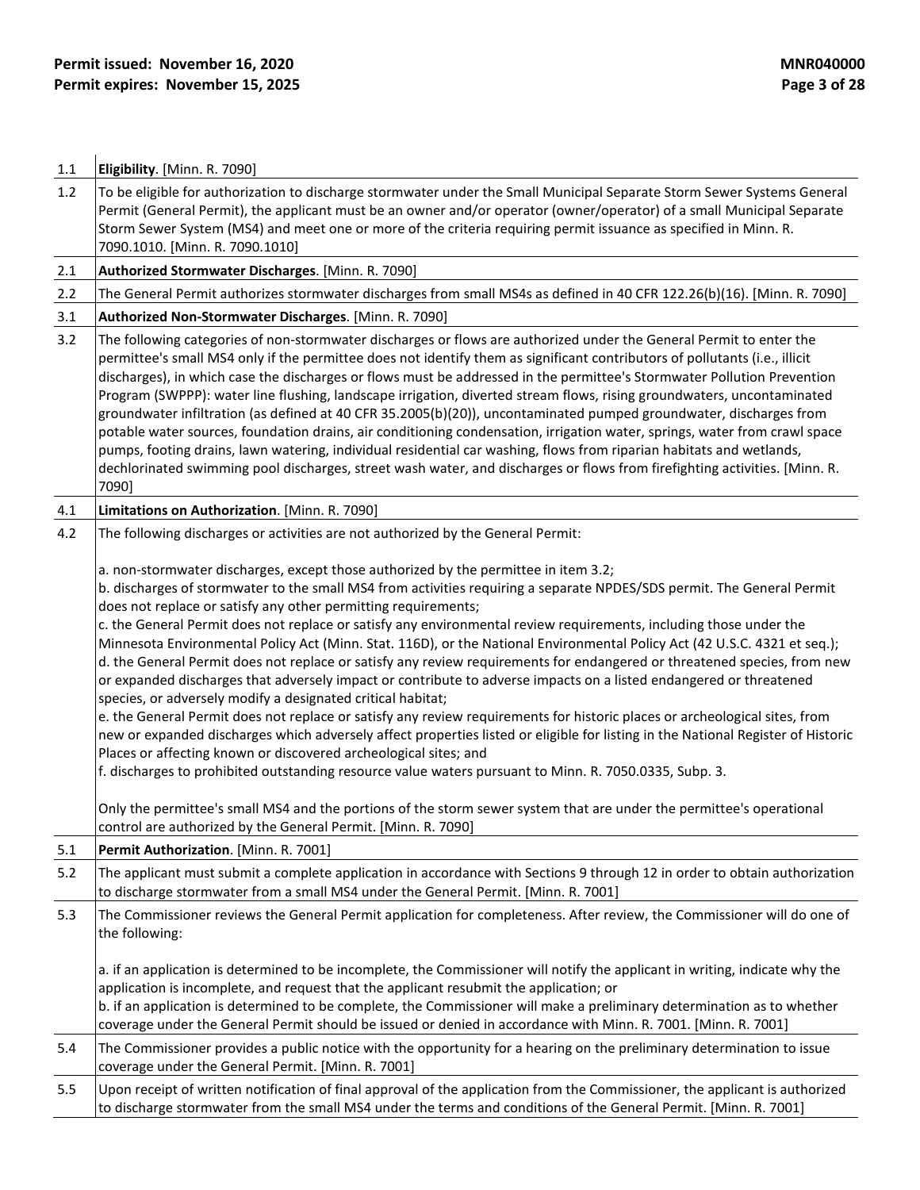| | |
|---|---|
| 1.1 | **Eligibility**. [Minn. R. 7090] |
| 1.2 | To be eligible for authorization to discharge stormwater under the Small Municipal Separate Storm Sewer Systems General Permit (General Permit), the applicant must be an owner and/or operator (owner/operator) of a small Municipal Separate Storm Sewer System (MS4) and meet one or more of the criteria requiring permit issuance as specified in Minn. R. 7090.1010. [Minn. R. 7090.1010] |
| 2.1 | **Authorized Stormwater Discharges**. [Minn. R. 7090] |
| 2.2 | The General Permit authorizes stormwater discharges from small MS4s as defined in 40 CFR 122.26(b)(16). [Minn. R. 7090] |
| 3.1 | **Authorized Non-Stormwater Discharges**. [Minn. R. 7090] |
| 3.2 | The following categories of non-stormwater discharges or flows are authorized under the General Permit to enter the permittee's small MS4 only if the permittee does not identify them as significant contributors of pollutants (i.e., illicit discharges), in which case the discharges or flows must be addressed in the permittee's Stormwater Pollution Prevention Program (SWPPP): water line flushing, landscape irrigation, diverted stream flows, rising groundwaters, uncontaminated groundwater infiltration (as defined at 40 CFR 35.2005(b)(20)), uncontaminated pumped groundwater, discharges from potable water sources, foundation drains, air conditioning condensation, irrigation water, springs, water from crawl space pumps, footing drains, lawn watering, individual residential car washing, flows from riparian habitats and wetlands, dechlorinated swimming pool discharges, street wash water, and discharges or flows from firefighting activities. [Minn. R. 7090] |
| 4.1 | **Limitations on Authorization**. [Minn. R. 7090] |
| 4.2 | The following discharges or activities are not authorized by the General Permit:<br><br>a. non-stormwater discharges, except those authorized by the permittee in item 3.2;<br>b. discharges of stormwater to the small MS4 from activities requiring a separate NPDES/SDS permit. The General Permit does not replace or satisfy any other permitting requirements;<br>c. the General Permit does not replace or satisfy any environmental review requirements, including those under the Minnesota Environmental Policy Act (Minn. Stat. 116D), or the National Environmental Policy Act (42 U.S.C. 4321 et seq.);<br>d. the General Permit does not replace or satisfy any review requirements for endangered or threatened species, from new or expanded discharges that adversely impact or contribute to adverse impacts on a listed endangered or threatened species, or adversely modify a designated critical habitat;<br>e. the General Permit does not replace or satisfy any review requirements for historic places or archeological sites, from new or expanded discharges which adversely affect properties listed or eligible for listing in the National Register of Historic Places or affecting known or discovered archeological sites; and<br>f. discharges to prohibited outstanding resource value waters pursuant to Minn. R. 7050.0335, Subp. 3.<br><br>Only the permittee's small MS4 and the portions of the storm sewer system that are under the permittee's operational control are authorized by the General Permit. [Minn. R. 7090] |
| 5.1 | **Permit Authorization**. [Minn. R. 7001] |
| 5.2 | The applicant must submit a complete application in accordance with Sections 9 through 12 in order to obtain authorization to discharge stormwater from a small MS4 under the General Permit. [Minn. R. 7001] |
| 5.3 | The Commissioner reviews the General Permit application for completeness. After review, the Commissioner will do one of the following:<br><br>a. if an application is determined to be incomplete, the Commissioner will notify the applicant in writing, indicate why the application is incomplete, and request that the applicant resubmit the application; or<br>b. if an application is determined to be complete, the Commissioner will make a preliminary determination as to whether coverage under the General Permit should be issued or denied in accordance with Minn. R. 7001. [Minn. R. 7001] |
| 5.4 | The Commissioner provides a public notice with the opportunity for a hearing on the preliminary determination to issue coverage under the General Permit. [Minn. R. 7001] |
| 5.5 | Upon receipt of written notification of final approval of the application from the Commissioner, the applicant is authorized to discharge stormwater from the small MS4 under the terms and conditions of the General Permit. [Minn. R. 7001] |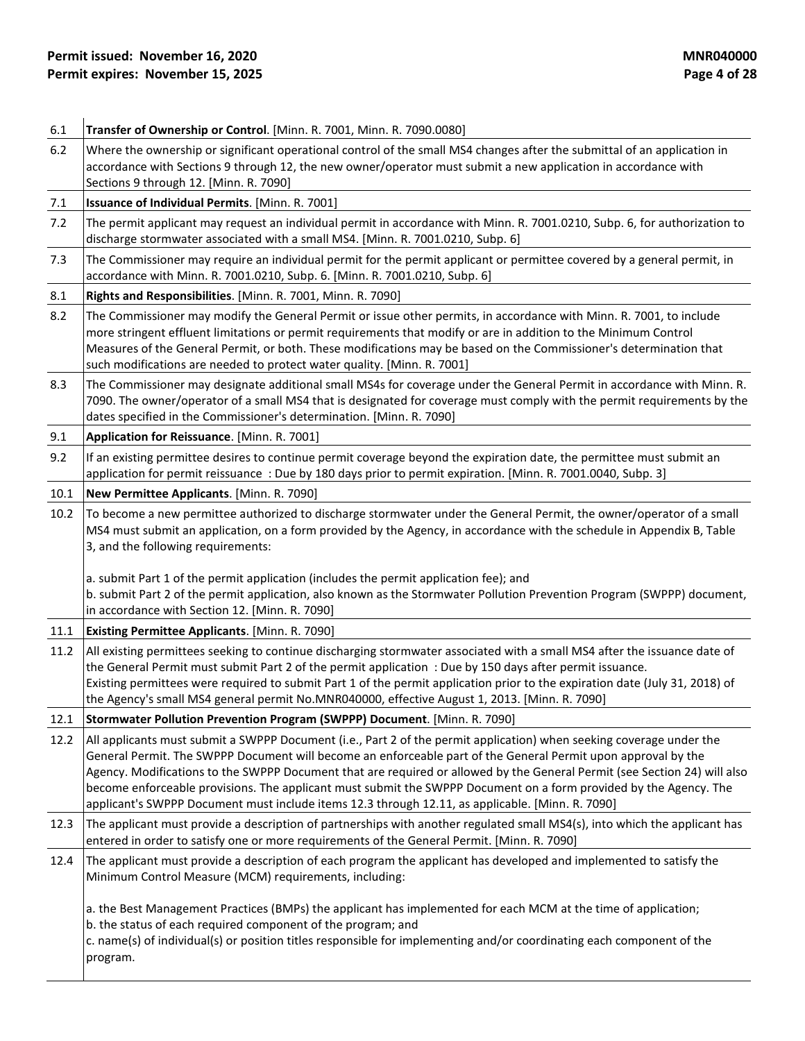| | |
|---|---|
| 6.1 | **Transfer of Ownership or Control**. [Minn. R. 7001, Minn. R. 7090.0080] |
| 6.2 | Where the ownership or significant operational control of the small MS4 changes after the submittal of an application in accordance with Sections 9 through 12, the new owner/operator must submit a new application in accordance with Sections 9 through 12. [Minn. R. 7090] |
| 7.1 | **Issuance of Individual Permits**. [Minn. R. 7001] |
| 7.2 | The permit applicant may request an individual permit in accordance with Minn. R. 7001.0210, Subp. 6, for authorization to discharge stormwater associated with a small MS4. [Minn. R. 7001.0210, Subp. 6] |
| 7.3 | The Commissioner may require an individual permit for the permit applicant or permittee covered by a general permit, in accordance with Minn. R. 7001.0210, Subp. 6. [Minn. R. 7001.0210, Subp. 6] |
| 8.1 | **Rights and Responsibilities**. [Minn. R. 7001, Minn. R. 7090] |
| 8.2 | The Commissioner may modify the General Permit or issue other permits, in accordance with Minn. R. 7001, to include more stringent effluent limitations or permit requirements that modify or are in addition to the Minimum Control Measures of the General Permit, or both. These modifications may be based on the Commissioner's determination that such modifications are needed to protect water quality. [Minn. R. 7001] |
| 8.3 | The Commissioner may designate additional small MS4s for coverage under the General Permit in accordance with Minn. R. 7090. The owner/operator of a small MS4 that is designated for coverage must comply with the permit requirements by the dates specified in the Commissioner's determination. [Minn. R. 7090] |
| 9.1 | **Application for Reissuance**. [Minn. R. 7001] |
| 9.2 | If an existing permittee desires to continue permit coverage beyond the expiration date, the permittee must submit an application for permit reissuance : Due by 180 days prior to permit expiration. [Minn. R. 7001.0040, Subp. 3] |
| 10.1 | **New Permittee Applicants**. [Minn. R. 7090] |
| 10.2 | To become a new permittee authorized to discharge stormwater under the General Permit, the owner/operator of a small MS4 must submit an application, on a form provided by the Agency, in accordance with the schedule in Appendix B, Table 3, and the following requirements:<br><br>a. submit Part 1 of the permit application (includes the permit application fee); and<br>b. submit Part 2 of the permit application, also known as the Stormwater Pollution Prevention Program (SWPPP) document, in accordance with Section 12. [Minn. R. 7090] |
| 11.1 | **Existing Permittee Applicants**. [Minn. R. 7090] |
| 11.2 | All existing permittees seeking to continue discharging stormwater associated with a small MS4 after the issuance date of the General Permit must submit Part 2 of the permit application : Due by 150 days after permit issuance.<br>Existing permittees were required to submit Part 1 of the permit application prior to the expiration date (July 31, 2018) of the Agency's small MS4 general permit No.MNR040000, effective August 1, 2013. [Minn. R. 7090] |
| 12.1 | **Stormwater Pollution Prevention Program (SWPPP) Document**. [Minn. R. 7090] |
| 12.2 | All applicants must submit a SWPPP Document (i.e., Part 2 of the permit application) when seeking coverage under the General Permit. The SWPPP Document will become an enforceable part of the General Permit upon approval by the Agency. Modifications to the SWPPP Document that are required or allowed by the General Permit (see Section 24) will also become enforceable provisions. The applicant must submit the SWPPP Document on a form provided by the Agency. The applicant's SWPPP Document must include items 12.3 through 12.11, as applicable. [Minn. R. 7090] |
| 12.3 | The applicant must provide a description of partnerships with another regulated small MS4(s), into which the applicant has entered in order to satisfy one or more requirements of the General Permit. [Minn. R. 7090] |
| 12.4 | The applicant must provide a description of each program the applicant has developed and implemented to satisfy the Minimum Control Measure (MCM) requirements, including:<br><br>a. the Best Management Practices (BMPs) the applicant has implemented for each MCM at the time of application;<br>b. the status of each required component of the program; and<br>c. name(s) of individual(s) or position titles responsible for implementing and/or coordinating each component of the program. |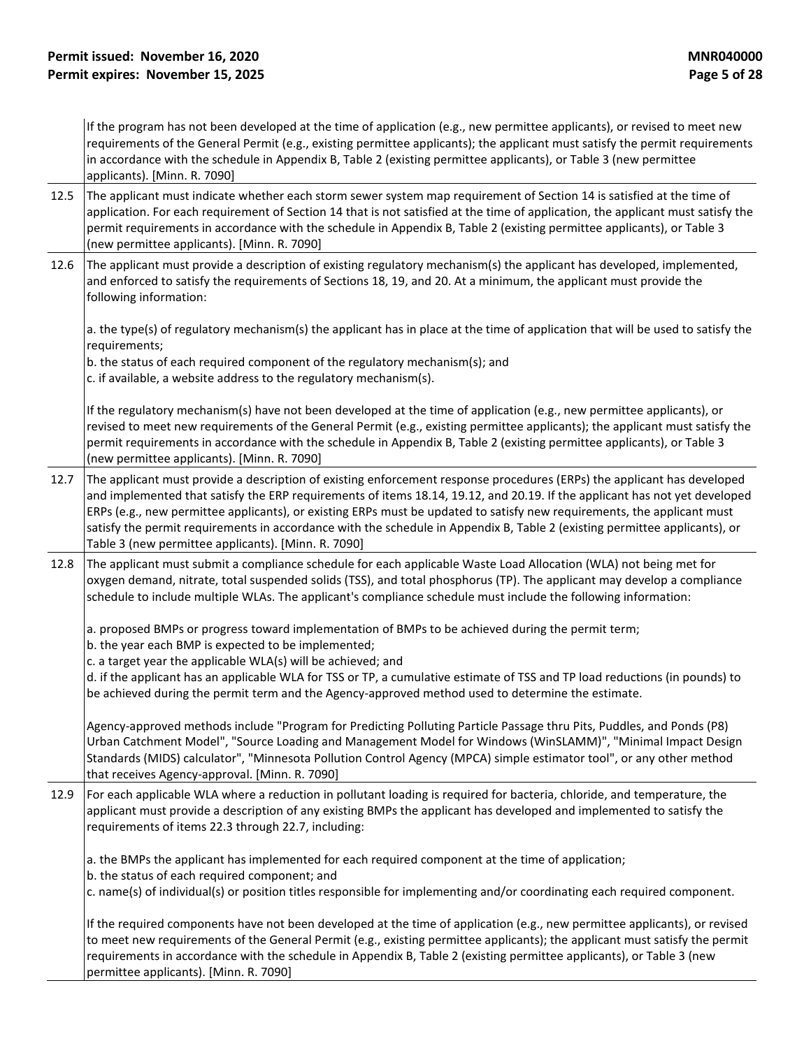| | |
|---|---|
| | If the program has not been developed at the time of application (e.g., new permittee applicants), or revised to meet new requirements of the General Permit (e.g., existing permittee applicants); the applicant must satisfy the permit requirements in accordance with the schedule in Appendix B, Table 2 (existing permittee applicants), or Table 3 (new permittee applicants). [Minn. R. 7090] |
| 12.5 | The applicant must indicate whether each storm sewer system map requirement of Section 14 is satisfied at the time of application. For each requirement of Section 14 that is not satisfied at the time of application, the applicant must satisfy the permit requirements in accordance with the schedule in Appendix B, Table 2 (existing permittee applicants), or Table 3 (new permittee applicants). [Minn. R. 7090] |
| 12.6 | The applicant must provide a description of existing regulatory mechanism(s) the applicant has developed, implemented, and enforced to satisfy the requirements of Sections 18, 19, and 20. At a minimum, the applicant must provide the following information:<br><br>a. the type(s) of regulatory mechanism(s) the applicant has in place at the time of application that will be used to satisfy the requirements;<br>b. the status of each required component of the regulatory mechanism(s); and<br>c. if available, a website address to the regulatory mechanism(s).<br><br>If the regulatory mechanism(s) have not been developed at the time of application (e.g., new permittee applicants), or revised to meet new requirements of the General Permit (e.g., existing permittee applicants); the applicant must satisfy the permit requirements in accordance with the schedule in Appendix B, Table 2 (existing permittee applicants), or Table 3 (new permittee applicants). [Minn. R. 7090] |
| 12.7 | The applicant must provide a description of existing enforcement response procedures (ERPs) the applicant has developed and implemented that satisfy the ERP requirements of items 18.14, 19.12, and 20.19. If the applicant has not yet developed ERPs (e.g., new permittee applicants), or existing ERPs must be updated to satisfy new requirements, the applicant must satisfy the permit requirements in accordance with the schedule in Appendix B, Table 2 (existing permittee applicants), or Table 3 (new permittee applicants). [Minn. R. 7090] |
| 12.8 | The applicant must submit a compliance schedule for each applicable Waste Load Allocation (WLA) not being met for oxygen demand, nitrate, total suspended solids (TSS), and total phosphorus (TP). The applicant may develop a compliance schedule to include multiple WLAs. The applicant's compliance schedule must include the following information:<br><br>a. proposed BMPs or progress toward implementation of BMPs to be achieved during the permit term;<br>b. the year each BMP is expected to be implemented;<br>c. a target year the applicable WLA(s) will be achieved; and<br>d. if the applicant has an applicable WLA for TSS or TP, a cumulative estimate of TSS and TP load reductions (in pounds) to be achieved during the permit term and the Agency-approved method used to determine the estimate.<br><br>Agency-approved methods include "Program for Predicting Polluting Particle Passage thru Pits, Puddles, and Ponds (P8) Urban Catchment Model", "Source Loading and Management Model for Windows (WinSLAMM)", "Minimal Impact Design Standards (MIDS) calculator", "Minnesota Pollution Control Agency (MPCA) simple estimator tool", or any other method that receives Agency-approval. [Minn. R. 7090] |
| 12.9 | For each applicable WLA where a reduction in pollutant loading is required for bacteria, chloride, and temperature, the applicant must provide a description of any existing BMPs the applicant has developed and implemented to satisfy the requirements of items 22.3 through 22.7, including:<br><br>a. the BMPs the applicant has implemented for each required component at the time of application;<br>b. the status of each required component; and<br>c. name(s) of individual(s) or position titles responsible for implementing and/or coordinating each required component.<br><br>If the required components have not been developed at the time of application (e.g., new permittee applicants), or revised to meet new requirements of the General Permit (e.g., existing permittee applicants); the applicant must satisfy the permit requirements in accordance with the schedule in Appendix B, Table 2 (existing permittee applicants), or Table 3 (new permittee applicants). [Minn. R. 7090] |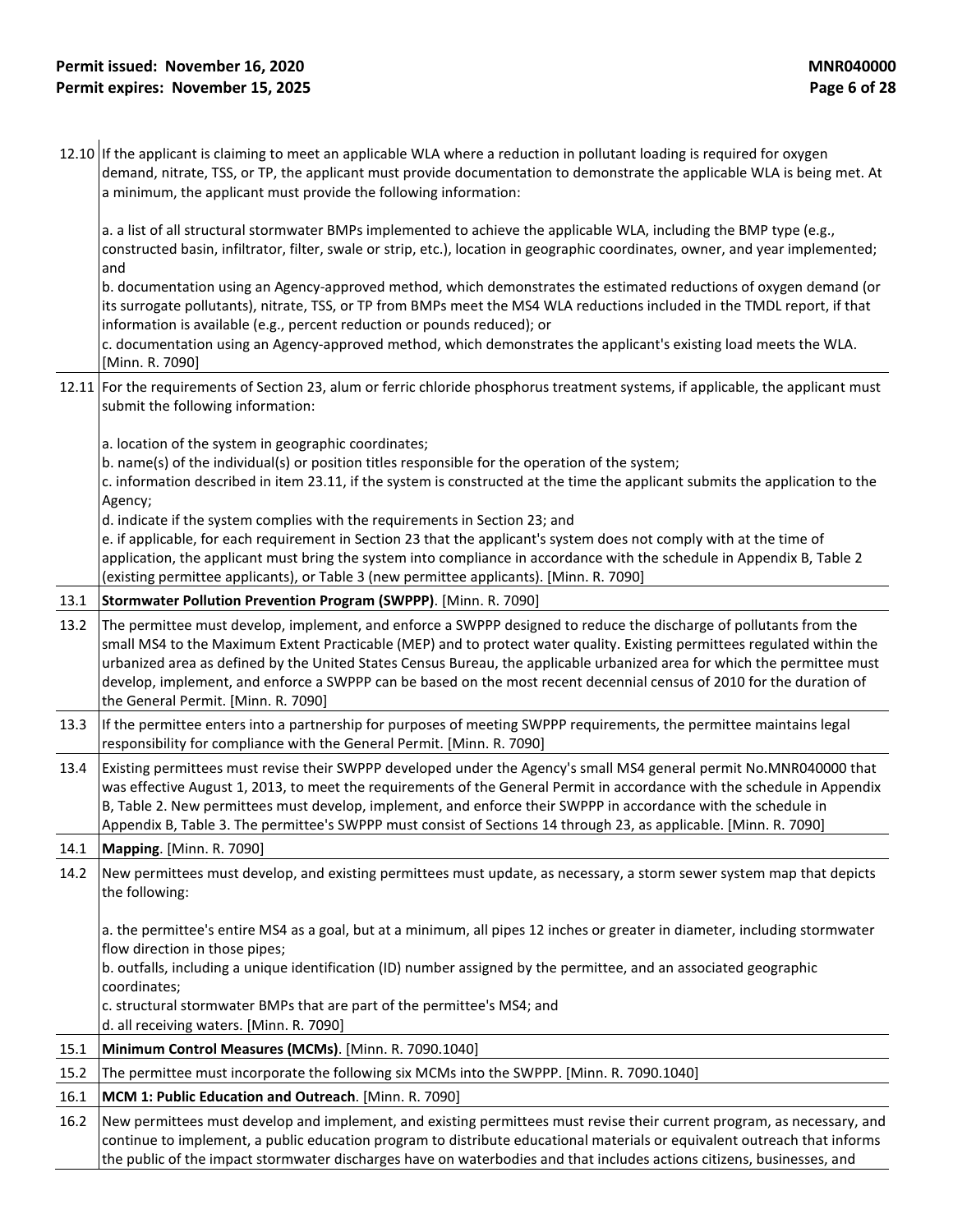| | |
|---|---|
| 12.10 | If the applicant is claiming to meet an applicable WLA where a reduction in pollutant loading is required for oxygen demand, nitrate, TSS, or TP, the applicant must provide documentation to demonstrate the applicable WLA is being met. At a minimum, the applicant must provide the following information:<br><br>a. a list of all structural stormwater BMPs implemented to achieve the applicable WLA, including the BMP type (e.g., constructed basin, infiltrator, filter, swale or strip, etc.), location in geographic coordinates, owner, and year implemented; and<br>b. documentation using an Agency-approved method, which demonstrates the estimated reductions of oxygen demand (or its surrogate pollutants), nitrate, TSS, or TP from BMPs meet the MS4 WLA reductions included in the TMDL report, if that information is available (e.g., percent reduction or pounds reduced); or<br>c. documentation using an Agency-approved method, which demonstrates the applicant's existing load meets the WLA. [Minn. R. 7090] |
| 12.11 | For the requirements of Section 23, alum or ferric chloride phosphorus treatment systems, if applicable, the applicant must submit the following information:<br><br>a. location of the system in geographic coordinates;<br>b. name(s) of the individual(s) or position titles responsible for the operation of the system;<br>c. information described in item 23.11, if the system is constructed at the time the applicant submits the application to the Agency;<br>d. indicate if the system complies with the requirements in Section 23; and<br>e. if applicable, for each requirement in Section 23 that the applicant's system does not comply with at the time of application, the applicant must bring the system into compliance in accordance with the schedule in Appendix B, Table 2 (existing permittee applicants), or Table 3 (new permittee applicants). [Minn. R. 7090] |
| 13.1 | **Stormwater Pollution Prevention Program (SWPPP)**. [Minn. R. 7090] |
| 13.2 | The permittee must develop, implement, and enforce a SWPPP designed to reduce the discharge of pollutants from the small MS4 to the Maximum Extent Practicable (MEP) and to protect water quality. Existing permittees regulated within the urbanized area as defined by the United States Census Bureau, the applicable urbanized area for which the permittee must develop, implement, and enforce a SWPPP can be based on the most recent decennial census of 2010 for the duration of the General Permit. [Minn. R. 7090] |
| 13.3 | If the permittee enters into a partnership for purposes of meeting SWPPP requirements, the permittee maintains legal responsibility for compliance with the General Permit. [Minn. R. 7090] |
| 13.4 | Existing permittees must revise their SWPPP developed under the Agency's small MS4 general permit No.MNR040000 that was effective August 1, 2013, to meet the requirements of the General Permit in accordance with the schedule in Appendix B, Table 2. New permittees must develop, implement, and enforce their SWPPP in accordance with the schedule in Appendix B, Table 3. The permittee's SWPPP must consist of Sections 14 through 23, as applicable. [Minn. R. 7090] |
| 14.1 | **Mapping**. [Minn. R. 7090] |
| 14.2 | New permittees must develop, and existing permittees must update, as necessary, a storm sewer system map that depicts the following:<br><br>a. the permittee's entire MS4 as a goal, but at a minimum, all pipes 12 inches or greater in diameter, including stormwater flow direction in those pipes;<br>b. outfalls, including a unique identification (ID) number assigned by the permittee, and an associated geographic coordinates;<br>c. structural stormwater BMPs that are part of the permittee's MS4; and<br>d. all receiving waters. [Minn. R. 7090] |
| 15.1 | **Minimum Control Measures (MCMs)**. [Minn. R. 7090.1040] |
| 15.2 | The permittee must incorporate the following six MCMs into the SWPPP. [Minn. R. 7090.1040] |
| 16.1 | **MCM 1: Public Education and Outreach**. [Minn. R. 7090] |
| 16.2 | New permittees must develop and implement, and existing permittees must revise their current program, as necessary, and continue to implement, a public education program to distribute educational materials or equivalent outreach that informs the public of the impact stormwater discharges have on waterbodies and that includes actions citizens, businesses, and |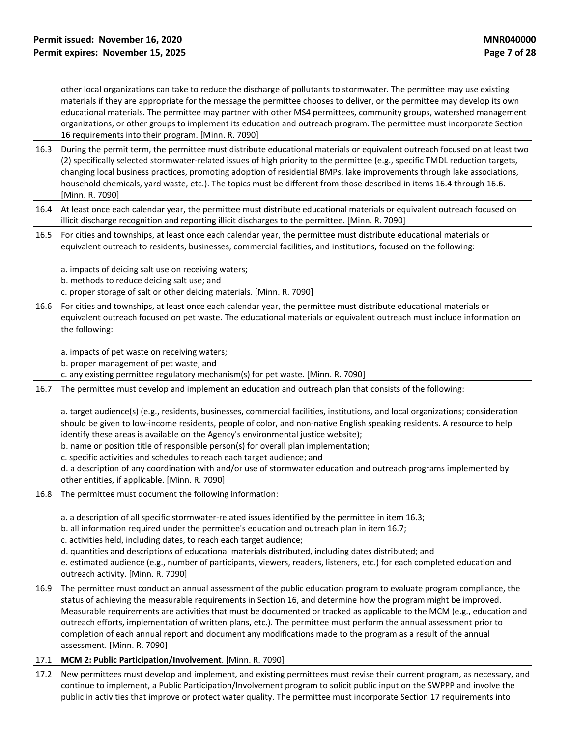| | |
|---|---|
| | other local organizations can take to reduce the discharge of pollutants to stormwater. The permittee may use existing materials if they are appropriate for the message the permittee chooses to deliver, or the permittee may develop its own educational materials. The permittee may partner with other MS4 permittees, community groups, watershed management organizations, or other groups to implement its education and outreach program. The permittee must incorporate Section 16 requirements into their program. [Minn. R. 7090] |
| 16.3 | During the permit term, the permittee must distribute educational materials or equivalent outreach focused on at least two (2) specifically selected stormwater-related issues of high priority to the permittee (e.g., specific TMDL reduction targets, changing local business practices, promoting adoption of residential BMPs, lake improvements through lake associations, household chemicals, yard waste, etc.). The topics must be different from those described in items 16.4 through 16.6. [Minn. R. 7090] |
| 16.4 | At least once each calendar year, the permittee must distribute educational materials or equivalent outreach focused on illicit discharge recognition and reporting illicit discharges to the permittee. [Minn. R. 7090] |
| 16.5 | For cities and townships, at least once each calendar year, the permittee must distribute educational materials or equivalent outreach to residents, businesses, commercial facilities, and institutions, focused on the following:<br><br>a. impacts of deicing salt use on receiving waters;<br>b. methods to reduce deicing salt use; and<br>c. proper storage of salt or other deicing materials. [Minn. R. 7090] |
| 16.6 | For cities and townships, at least once each calendar year, the permittee must distribute educational materials or equivalent outreach focused on pet waste. The educational materials or equivalent outreach must include information on the following:<br><br>a. impacts of pet waste on receiving waters;<br>b. proper management of pet waste; and<br>c. any existing permittee regulatory mechanism(s) for pet waste. [Minn. R. 7090] |
| 16.7 | The permittee must develop and implement an education and outreach plan that consists of the following:<br><br>a. target audience(s) (e.g., residents, businesses, commercial facilities, institutions, and local organizations; consideration should be given to low-income residents, people of color, and non-native English speaking residents. A resource to help identify these areas is available on the Agency's environmental justice website);<br>b. name or position title of responsible person(s) for overall plan implementation;<br>c. specific activities and schedules to reach each target audience; and<br>d. a description of any coordination with and/or use of stormwater education and outreach programs implemented by other entities, if applicable. [Minn. R. 7090] |
| 16.8 | The permittee must document the following information:<br><br>a. a description of all specific stormwater-related issues identified by the permittee in item 16.3;<br>b. all information required under the permittee's education and outreach plan in item 16.7;<br>c. activities held, including dates, to reach each target audience;<br>d. quantities and descriptions of educational materials distributed, including dates distributed; and<br>e. estimated audience (e.g., number of participants, viewers, readers, listeners, etc.) for each completed education and outreach activity. [Minn. R. 7090] |
| 16.9 | The permittee must conduct an annual assessment of the public education program to evaluate program compliance, the status of achieving the measurable requirements in Section 16, and determine how the program might be improved. Measurable requirements are activities that must be documented or tracked as applicable to the MCM (e.g., education and outreach efforts, implementation of written plans, etc.). The permittee must perform the annual assessment prior to completion of each annual report and document any modifications made to the program as a result of the annual assessment. [Minn. R. 7090] |
| 17.1 | **MCM 2: Public Participation/Involvement**. [Minn. R. 7090] |
| 17.2 | New permittees must develop and implement, and existing permittees must revise their current program, as necessary, and continue to implement, a Public Participation/Involvement program to solicit public input on the SWPPP and involve the public in activities that improve or protect water quality. The permittee must incorporate Section 17 requirements into |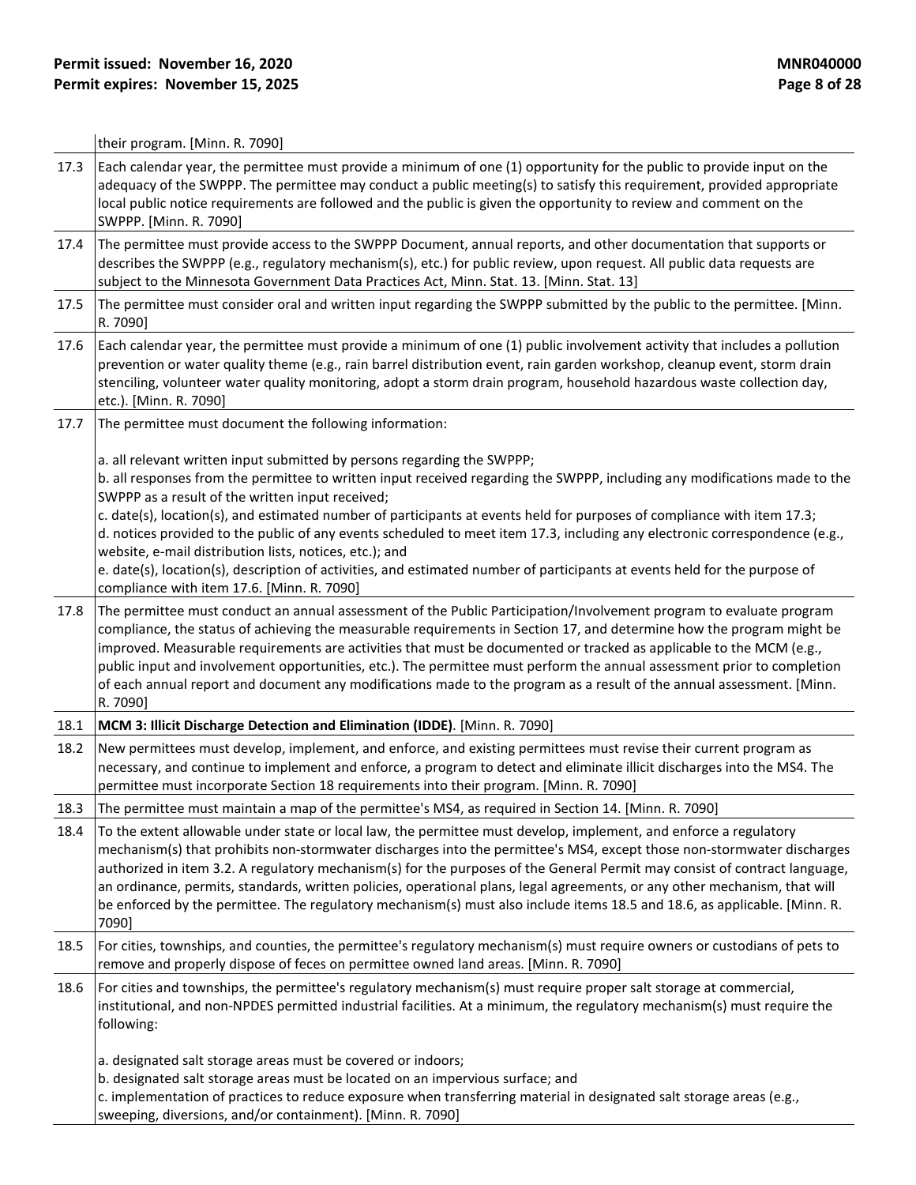| | |
|---|---|
| | their program. [Minn. R. 7090] |
| 17.3 | Each calendar year, the permittee must provide a minimum of one (1) opportunity for the public to provide input on the adequacy of the SWPPP. The permittee may conduct a public meeting(s) to satisfy this requirement, provided appropriate local public notice requirements are followed and the public is given the opportunity to review and comment on the SWPPP. [Minn. R. 7090] |
| 17.4 | The permittee must provide access to the SWPPP Document, annual reports, and other documentation that supports or describes the SWPPP (e.g., regulatory mechanism(s), etc.) for public review, upon request. All public data requests are subject to the Minnesota Government Data Practices Act, Minn. Stat. 13. [Minn. Stat. 13] |
| 17.5 | The permittee must consider oral and written input regarding the SWPPP submitted by the public to the permittee. [Minn. R. 7090] |
| 17.6 | Each calendar year, the permittee must provide a minimum of one (1) public involvement activity that includes a pollution prevention or water quality theme (e.g., rain barrel distribution event, rain garden workshop, cleanup event, storm drain stenciling, volunteer water quality monitoring, adopt a storm drain program, household hazardous waste collection day, etc.). [Minn. R. 7090] |
| 17.7 | The permittee must document the following information:<br><br>a. all relevant written input submitted by persons regarding the SWPPP;<br>b. all responses from the permittee to written input received regarding the SWPPP, including any modifications made to the SWPPP as a result of the written input received;<br>c. date(s), location(s), and estimated number of participants at events held for purposes of compliance with item 17.3;<br>d. notices provided to the public of any events scheduled to meet item 17.3, including any electronic correspondence (e.g., website, e-mail distribution lists, notices, etc.); and<br>e. date(s), location(s), description of activities, and estimated number of participants at events held for the purpose of compliance with item 17.6. [Minn. R. 7090] |
| 17.8 | The permittee must conduct an annual assessment of the Public Participation/Involvement program to evaluate program compliance, the status of achieving the measurable requirements in Section 17, and determine how the program might be improved. Measurable requirements are activities that must be documented or tracked as applicable to the MCM (e.g., public input and involvement opportunities, etc.). The permittee must perform the annual assessment prior to completion of each annual report and document any modifications made to the program as a result of the annual assessment. [Minn. R. 7090] |
| 18.1 | **MCM 3: Illicit Discharge Detection and Elimination (IDDE)**. [Minn. R. 7090] |
| 18.2 | New permittees must develop, implement, and enforce, and existing permittees must revise their current program as necessary, and continue to implement and enforce, a program to detect and eliminate illicit discharges into the MS4. The permittee must incorporate Section 18 requirements into their program. [Minn. R. 7090] |
| 18.3 | The permittee must maintain a map of the permittee's MS4, as required in Section 14. [Minn. R. 7090] |
| 18.4 | To the extent allowable under state or local law, the permittee must develop, implement, and enforce a regulatory mechanism(s) that prohibits non-stormwater discharges into the permittee's MS4, except those non-stormwater discharges authorized in item 3.2. A regulatory mechanism(s) for the purposes of the General Permit may consist of contract language, an ordinance, permits, standards, written policies, operational plans, legal agreements, or any other mechanism, that will be enforced by the permittee. The regulatory mechanism(s) must also include items 18.5 and 18.6, as applicable. [Minn. R. 7090] |
| 18.5 | For cities, townships, and counties, the permittee's regulatory mechanism(s) must require owners or custodians of pets to remove and properly dispose of feces on permittee owned land areas. [Minn. R. 7090] |
| 18.6 | For cities and townships, the permittee's regulatory mechanism(s) must require proper salt storage at commercial, institutional, and non-NPDES permitted industrial facilities. At a minimum, the regulatory mechanism(s) must require the following:<br><br>a. designated salt storage areas must be covered or indoors;<br>b. designated salt storage areas must be located on an impervious surface; and<br>c. implementation of practices to reduce exposure when transferring material in designated salt storage areas (e.g., sweeping, diversions, and/or containment). [Minn. R. 7090] |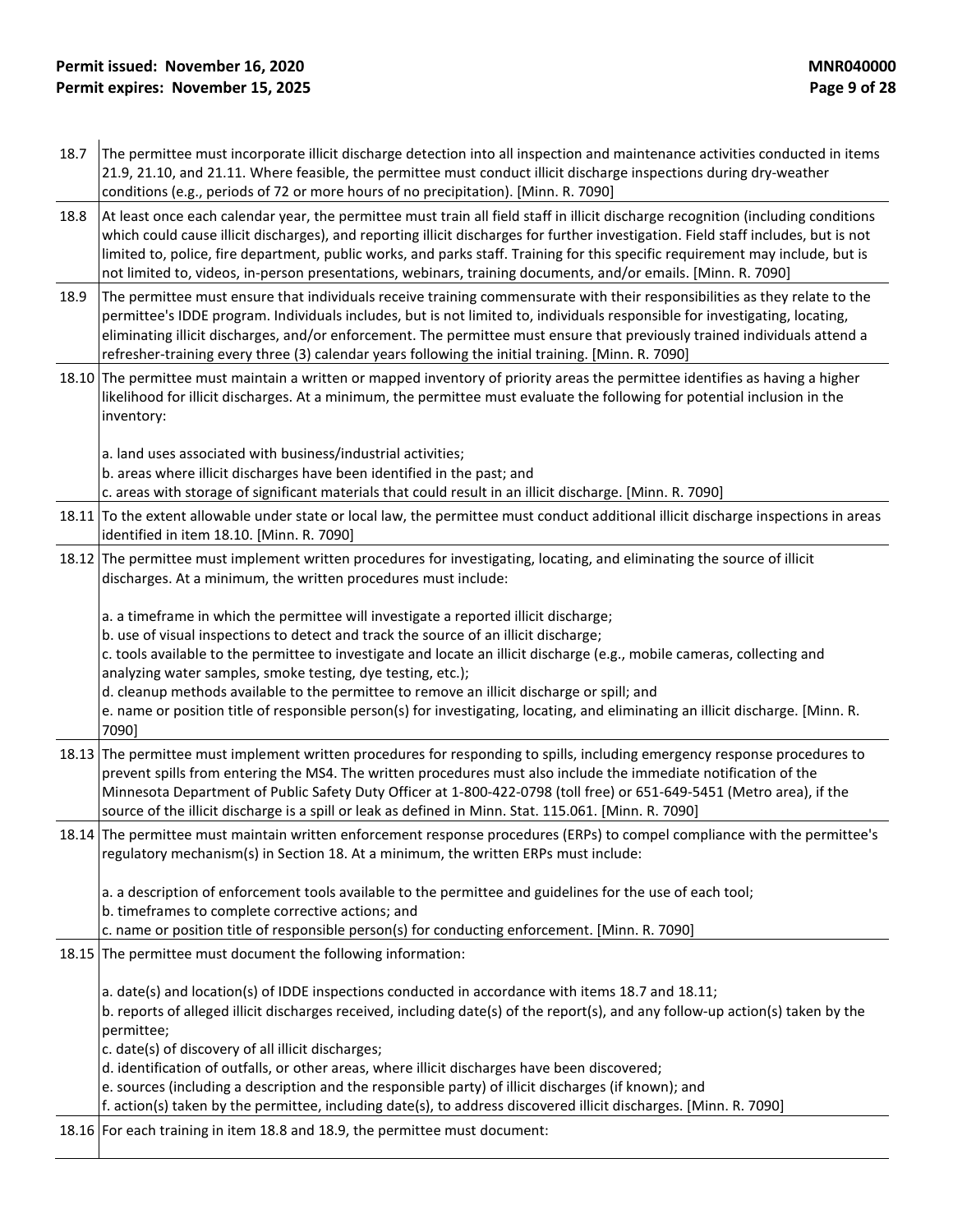| | |
|---|---|
| 18.7 | The permittee must incorporate illicit discharge detection into all inspection and maintenance activities conducted in items 21.9, 21.10, and 21.11. Where feasible, the permittee must conduct illicit discharge inspections during dry-weather conditions (e.g., periods of 72 or more hours of no precipitation). [Minn. R. 7090] |
| 18.8 | At least once each calendar year, the permittee must train all field staff in illicit discharge recognition (including conditions which could cause illicit discharges), and reporting illicit discharges for further investigation. Field staff includes, but is not limited to, police, fire department, public works, and parks staff. Training for this specific requirement may include, but is not limited to, videos, in-person presentations, webinars, training documents, and/or emails. [Minn. R. 7090] |
| 18.9 | The permittee must ensure that individuals receive training commensurate with their responsibilities as they relate to the permittee's IDDE program. Individuals includes, but is not limited to, individuals responsible for investigating, locating, eliminating illicit discharges, and/or enforcement. The permittee must ensure that previously trained individuals attend a refresher-training every three (3) calendar years following the initial training. [Minn. R. 7090] |
| 18.10 | The permittee must maintain a written or mapped inventory of priority areas the permittee identifies as having a higher likelihood for illicit discharges. At a minimum, the permittee must evaluate the following for potential inclusion in the inventory:<br><br>a. land uses associated with business/industrial activities;<br>b. areas where illicit discharges have been identified in the past; and<br>c. areas with storage of significant materials that could result in an illicit discharge. [Minn. R. 7090] |
| 18.11 | To the extent allowable under state or local law, the permittee must conduct additional illicit discharge inspections in areas identified in item 18.10. [Minn. R. 7090] |
| 18.12 | The permittee must implement written procedures for investigating, locating, and eliminating the source of illicit discharges. At a minimum, the written procedures must include:<br><br>a. a timeframe in which the permittee will investigate a reported illicit discharge;<br>b. use of visual inspections to detect and track the source of an illicit discharge;<br>c. tools available to the permittee to investigate and locate an illicit discharge (e.g., mobile cameras, collecting and analyzing water samples, smoke testing, dye testing, etc.);<br>d. cleanup methods available to the permittee to remove an illicit discharge or spill; and<br>e. name or position title of responsible person(s) for investigating, locating, and eliminating an illicit discharge. [Minn. R. 7090] |
| 18.13 | The permittee must implement written procedures for responding to spills, including emergency response procedures to prevent spills from entering the MS4. The written procedures must also include the immediate notification of the Minnesota Department of Public Safety Duty Officer at 1-800-422-0798 (toll free) or 651-649-5451 (Metro area), if the source of the illicit discharge is a spill or leak as defined in Minn. Stat. 115.061. [Minn. R. 7090] |
| 18.14 | The permittee must maintain written enforcement response procedures (ERPs) to compel compliance with the permittee's regulatory mechanism(s) in Section 18. At a minimum, the written ERPs must include:<br><br>a. a description of enforcement tools available to the permittee and guidelines for the use of each tool;<br>b. timeframes to complete corrective actions; and<br>c. name or position title of responsible person(s) for conducting enforcement. [Minn. R. 7090] |
| 18.15 | The permittee must document the following information:<br><br>a. date(s) and location(s) of IDDE inspections conducted in accordance with items 18.7 and 18.11;<br>b. reports of alleged illicit discharges received, including date(s) of the report(s), and any follow-up action(s) taken by the permittee;<br>c. date(s) of discovery of all illicit discharges;<br>d. identification of outfalls, or other areas, where illicit discharges have been discovered;<br>e. sources (including a description and the responsible party) of illicit discharges (if known); and<br>f. action(s) taken by the permittee, including date(s), to address discovered illicit discharges. [Minn. R. 7090] |
| 18.16 | For each training in item 18.8 and 18.9, the permittee must document: |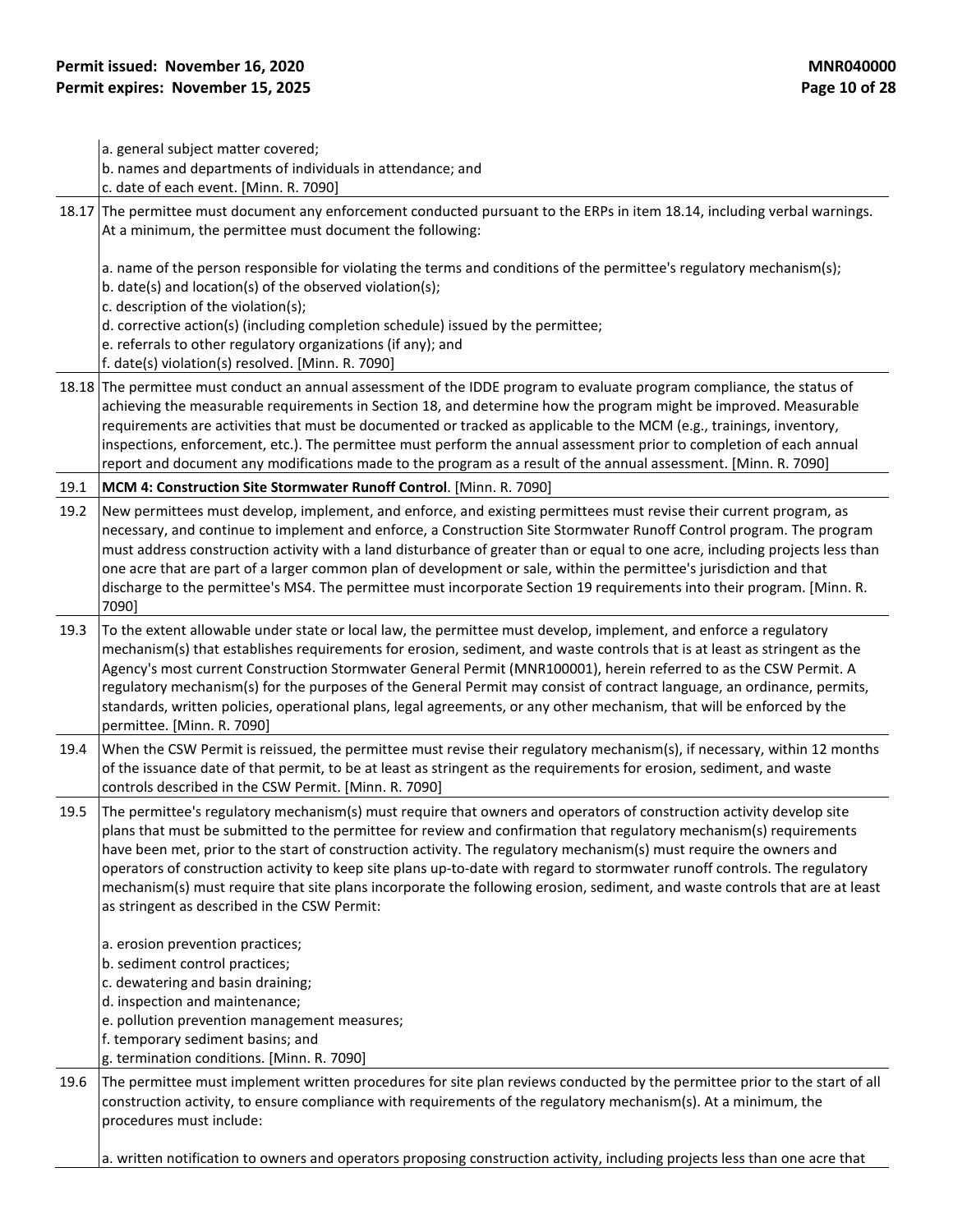| | |
|---|---|
| | a. general subject matter covered;<br>b. names and departments of individuals in attendance; and<br>c. date of each event. [Minn. R. 7090] |
| 18.17 | The permittee must document any enforcement conducted pursuant to the ERPs in item 18.14, including verbal warnings. At a minimum, the permittee must document the following:<br><br>a. name of the person responsible for violating the terms and conditions of the permittee's regulatory mechanism(s);<br>b. date(s) and location(s) of the observed violation(s);<br>c. description of the violation(s);<br>d. corrective action(s) (including completion schedule) issued by the permittee;<br>e. referrals to other regulatory organizations (if any); and<br>f. date(s) violation(s) resolved. [Minn. R. 7090] |
| 18.18 | The permittee must conduct an annual assessment of the IDDE program to evaluate program compliance, the status of achieving the measurable requirements in Section 18, and determine how the program might be improved. Measurable requirements are activities that must be documented or tracked as applicable to the MCM (e.g., trainings, inventory, inspections, enforcement, etc.). The permittee must perform the annual assessment prior to completion of each annual report and document any modifications made to the program as a result of the annual assessment. [Minn. R. 7090] |
| 19.1 | **MCM 4: Construction Site Stormwater Runoff Control**. [Minn. R. 7090] |
| 19.2 | New permittees must develop, implement, and enforce, and existing permittees must revise their current program, as necessary, and continue to implement and enforce, a Construction Site Stormwater Runoff Control program. The program must address construction activity with a land disturbance of greater than or equal to one acre, including projects less than one acre that are part of a larger common plan of development or sale, within the permittee's jurisdiction and that discharge to the permittee's MS4. The permittee must incorporate Section 19 requirements into their program. [Minn. R. 7090] |
| 19.3 | To the extent allowable under state or local law, the permittee must develop, implement, and enforce a regulatory mechanism(s) that establishes requirements for erosion, sediment, and waste controls that is at least as stringent as the Agency's most current Construction Stormwater General Permit (MNR100001), herein referred to as the CSW Permit. A regulatory mechanism(s) for the purposes of the General Permit may consist of contract language, an ordinance, permits, standards, written policies, operational plans, legal agreements, or any other mechanism, that will be enforced by the permittee. [Minn. R. 7090] |
| 19.4 | When the CSW Permit is reissued, the permittee must revise their regulatory mechanism(s), if necessary, within 12 months of the issuance date of that permit, to be at least as stringent as the requirements for erosion, sediment, and waste controls described in the CSW Permit. [Minn. R. 7090] |
| 19.5 | The permittee's regulatory mechanism(s) must require that owners and operators of construction activity develop site plans that must be submitted to the permittee for review and confirmation that regulatory mechanism(s) requirements have been met, prior to the start of construction activity. The regulatory mechanism(s) must require the owners and operators of construction activity to keep site plans up-to-date with regard to stormwater runoff controls. The regulatory mechanism(s) must require that site plans incorporate the following erosion, sediment, and waste controls that are at least as stringent as described in the CSW Permit:<br><br>a. erosion prevention practices;<br>b. sediment control practices;<br>c. dewatering and basin draining;<br>d. inspection and maintenance;<br>e. pollution prevention management measures;<br>f. temporary sediment basins; and<br>g. termination conditions. [Minn. R. 7090] |
| 19.6 | The permittee must implement written procedures for site plan reviews conducted by the permittee prior to the start of all construction activity, to ensure compliance with requirements of the regulatory mechanism(s). At a minimum, the procedures must include:<br><br>a. written notification to owners and operators proposing construction activity, including projects less than one acre that |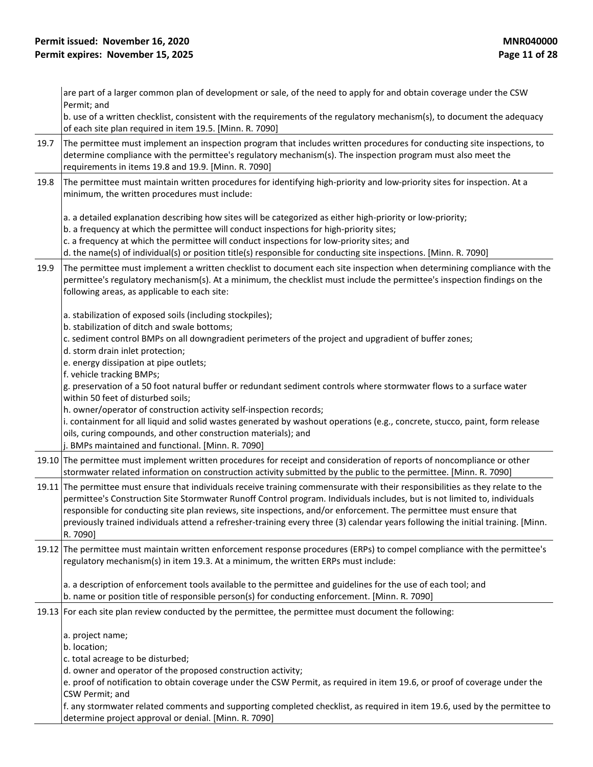|  | are part of a larger common plan of development or sale, of the need to apply for and obtain coverage under the CSW Permit; and<br>b. use of a written checklist, consistent with the requirements of the regulatory mechanism(s), to document the adequacy of each site plan required in item 19.5. [Minn. R. 7090] |
|---|---|
| 19.7 | The permittee must implement an inspection program that includes written procedures for conducting site inspections, to determine compliance with the permittee's regulatory mechanism(s). The inspection program must also meet the requirements in items 19.8 and 19.9. [Minn. R. 7090] |
| 19.8 | The permittee must maintain written procedures for identifying high-priority and low-priority sites for inspection. At a minimum, the written procedures must include:<br><br>a. a detailed explanation describing how sites will be categorized as either high-priority or low-priority;<br>b. a frequency at which the permittee will conduct inspections for high-priority sites;<br>c. a frequency at which the permittee will conduct inspections for low-priority sites; and<br>d. the name(s) of individual(s) or position title(s) responsible for conducting site inspections. [Minn. R. 7090] |
| 19.9 | The permittee must implement a written checklist to document each site inspection when determining compliance with the permittee's regulatory mechanism(s). At a minimum, the checklist must include the permittee's inspection findings on the following areas, as applicable to each site:<br><br>a. stabilization of exposed soils (including stockpiles);<br>b. stabilization of ditch and swale bottoms;<br>c. sediment control BMPs on all downgradient perimeters of the project and upgradient of buffer zones;<br>d. storm drain inlet protection;<br>e. energy dissipation at pipe outlets;<br>f. vehicle tracking BMPs;<br>g. preservation of a 50 foot natural buffer or redundant sediment controls where stormwater flows to a surface water within 50 feet of disturbed soils;<br>h. owner/operator of construction activity self-inspection records;<br>i. containment for all liquid and solid wastes generated by washout operations (e.g., concrete, stucco, paint, form release oils, curing compounds, and other construction materials); and<br>j. BMPs maintained and functional. [Minn. R. 7090] |
| 19.10 | The permittee must implement written procedures for receipt and consideration of reports of noncompliance or other stormwater related information on construction activity submitted by the public to the permittee. [Minn. R. 7090] |
| 19.11 | The permittee must ensure that individuals receive training commensurate with their responsibilities as they relate to the permittee's Construction Site Stormwater Runoff Control program. Individuals includes, but is not limited to, individuals responsible for conducting site plan reviews, site inspections, and/or enforcement. The permittee must ensure that previously trained individuals attend a refresher-training every three (3) calendar years following the initial training. [Minn. R. 7090] |
| 19.12 | The permittee must maintain written enforcement response procedures (ERPs) to compel compliance with the permittee's regulatory mechanism(s) in item 19.3. At a minimum, the written ERPs must include:<br><br>a. a description of enforcement tools available to the permittee and guidelines for the use of each tool; and<br>b. name or position title of responsible person(s) for conducting enforcement. [Minn. R. 7090] |
| 19.13 | For each site plan review conducted by the permittee, the permittee must document the following:<br><br>a. project name;<br>b. location;<br>c. total acreage to be disturbed;<br>d. owner and operator of the proposed construction activity;<br>e. proof of notification to obtain coverage under the CSW Permit, as required in item 19.6, or proof of coverage under the CSW Permit; and<br>f. any stormwater related comments and supporting completed checklist, as required in item 19.6, used by the permittee to determine project approval or denial. [Minn. R. 7090] |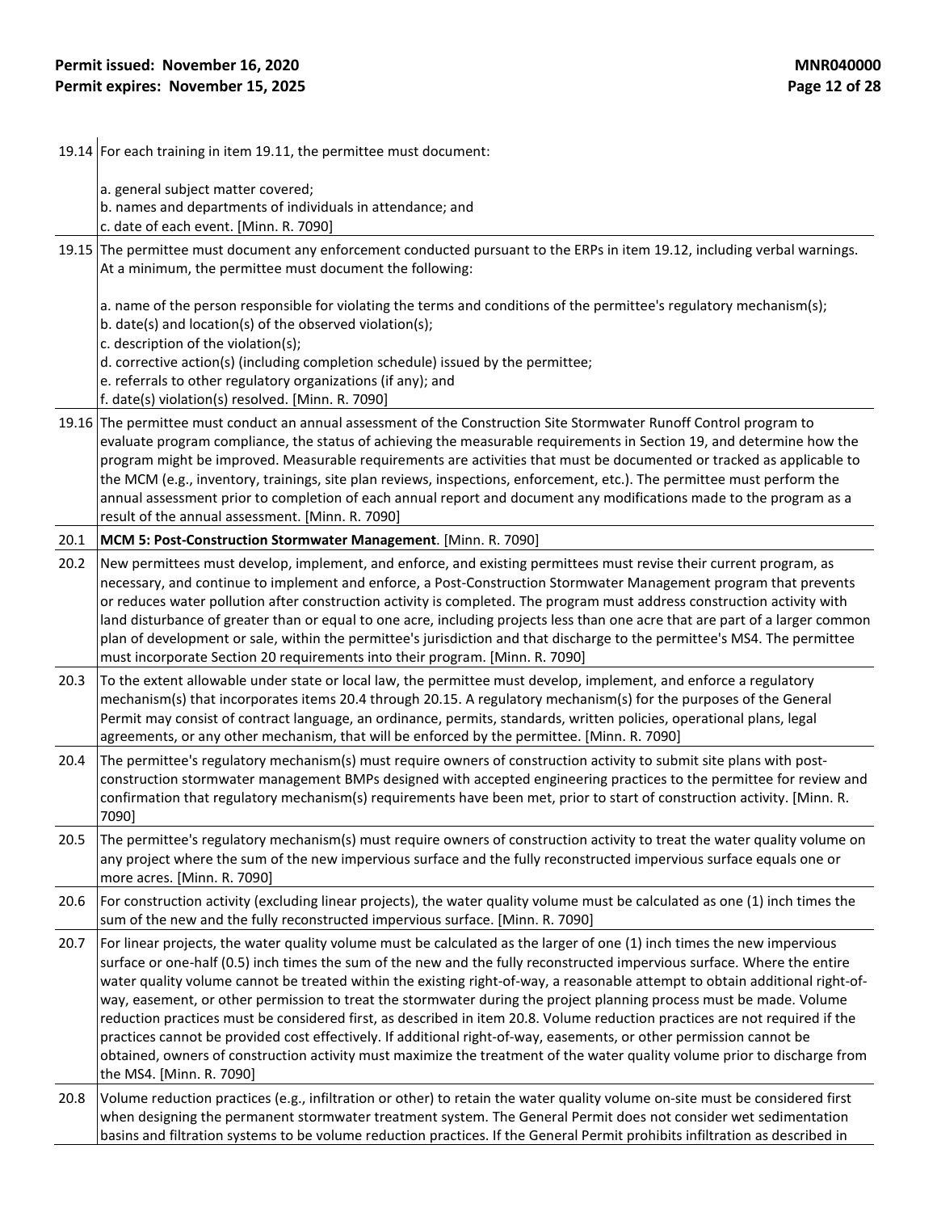| | |
|---|---|
| 19.14 | For each training in item 19.11, the permittee must document:<br><br>a. general subject matter covered;<br>b. names and departments of individuals in attendance; and<br>c. date of each event. [Minn. R. 7090] |
| 19.15 | The permittee must document any enforcement conducted pursuant to the ERPs in item 19.12, including verbal warnings. At a minimum, the permittee must document the following:<br><br>a. name of the person responsible for violating the terms and conditions of the permittee's regulatory mechanism(s);<br>b. date(s) and location(s) of the observed violation(s);<br>c. description of the violation(s);<br>d. corrective action(s) (including completion schedule) issued by the permittee;<br>e. referrals to other regulatory organizations (if any); and<br>f. date(s) violation(s) resolved. [Minn. R. 7090] |
| 19.16 | The permittee must conduct an annual assessment of the Construction Site Stormwater Runoff Control program to evaluate program compliance, the status of achieving the measurable requirements in Section 19, and determine how the program might be improved. Measurable requirements are activities that must be documented or tracked as applicable to the MCM (e.g., inventory, trainings, site plan reviews, inspections, enforcement, etc.). The permittee must perform the annual assessment prior to completion of each annual report and document any modifications made to the program as a result of the annual assessment. [Minn. R. 7090] |
| 20.1 | **MCM 5: Post-Construction Stormwater Management**. [Minn. R. 7090] |
| 20.2 | New permittees must develop, implement, and enforce, and existing permittees must revise their current program, as necessary, and continue to implement and enforce, a Post-Construction Stormwater Management program that prevents or reduces water pollution after construction activity is completed. The program must address construction activity with land disturbance of greater than or equal to one acre, including projects less than one acre that are part of a larger common plan of development or sale, within the permittee's jurisdiction and that discharge to the permittee's MS4. The permittee must incorporate Section 20 requirements into their program. [Minn. R. 7090] |
| 20.3 | To the extent allowable under state or local law, the permittee must develop, implement, and enforce a regulatory mechanism(s) that incorporates items 20.4 through 20.15. A regulatory mechanism(s) for the purposes of the General Permit may consist of contract language, an ordinance, permits, standards, written policies, operational plans, legal agreements, or any other mechanism, that will be enforced by the permittee. [Minn. R. 7090] |
| 20.4 | The permittee's regulatory mechanism(s) must require owners of construction activity to submit site plans with post-construction stormwater management BMPs designed with accepted engineering practices to the permittee for review and confirmation that regulatory mechanism(s) requirements have been met, prior to start of construction activity. [Minn. R. 7090] |
| 20.5 | The permittee's regulatory mechanism(s) must require owners of construction activity to treat the water quality volume on any project where the sum of the new impervious surface and the fully reconstructed impervious surface equals one or more acres. [Minn. R. 7090] |
| 20.6 | For construction activity (excluding linear projects), the water quality volume must be calculated as one (1) inch times the sum of the new and the fully reconstructed impervious surface. [Minn. R. 7090] |
| 20.7 | For linear projects, the water quality volume must be calculated as the larger of one (1) inch times the new impervious surface or one-half (0.5) inch times the sum of the new and the fully reconstructed impervious surface. Where the entire water quality volume cannot be treated within the existing right-of-way, a reasonable attempt to obtain additional right-of-way, easement, or other permission to treat the stormwater during the project planning process must be made. Volume reduction practices must be considered first, as described in item 20.8. Volume reduction practices are not required if the practices cannot be provided cost effectively. If additional right-of-way, easements, or other permission cannot be obtained, owners of construction activity must maximize the treatment of the water quality volume prior to discharge from the MS4. [Minn. R. 7090] |
| 20.8 | Volume reduction practices (e.g., infiltration or other) to retain the water quality volume on-site must be considered first when designing the permanent stormwater treatment system. The General Permit does not consider wet sedimentation basins and filtration systems to be volume reduction practices. If the General Permit prohibits infiltration as described in |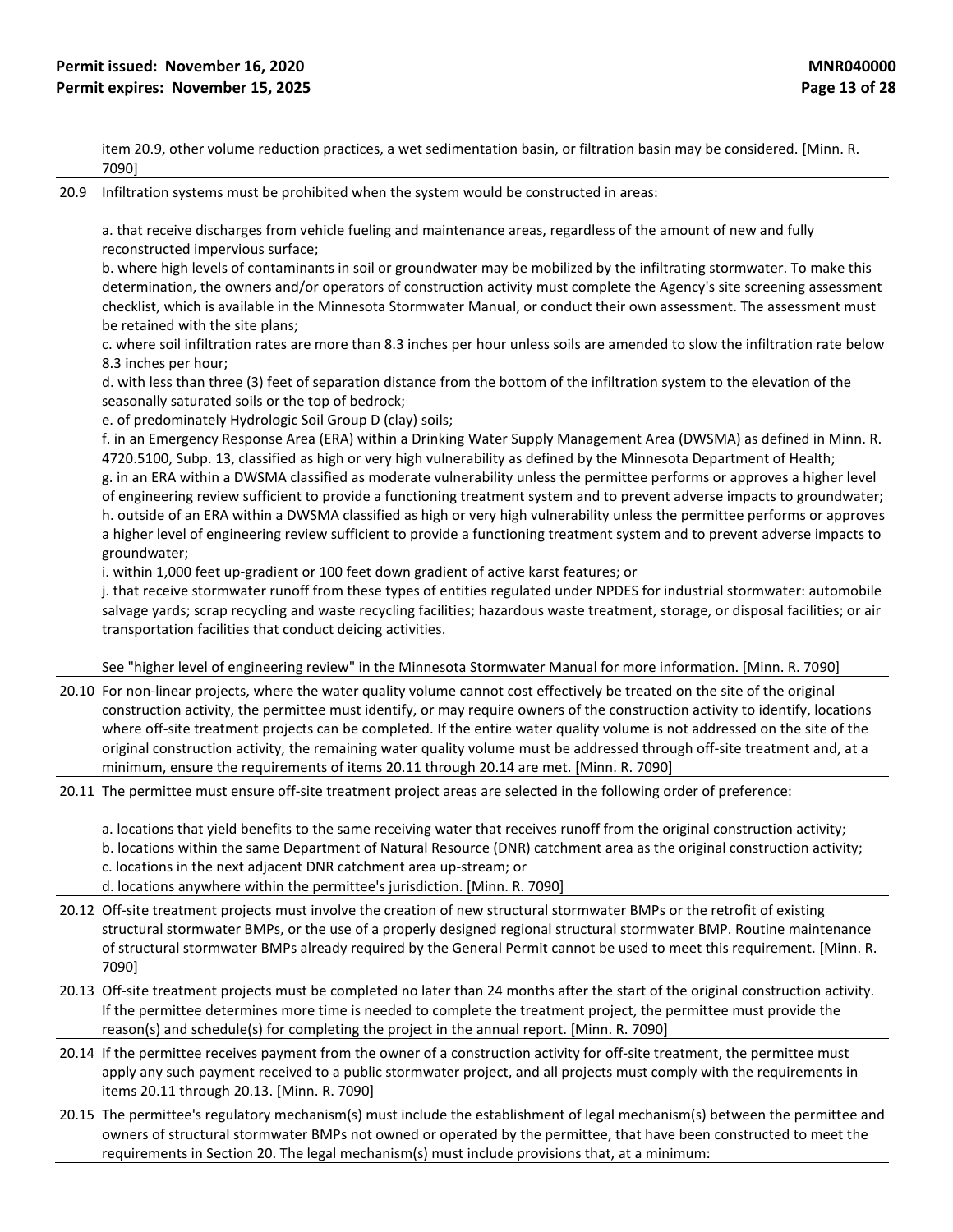| | |
|---|---|
| | item 20.9, other volume reduction practices, a wet sedimentation basin, or filtration basin may be considered. [Minn. R. 7090] |
| 20.9 | Infiltration systems must be prohibited when the system would be constructed in areas:<br><br>a. that receive discharges from vehicle fueling and maintenance areas, regardless of the amount of new and fully reconstructed impervious surface;<br>b. where high levels of contaminants in soil or groundwater may be mobilized by the infiltrating stormwater. To make this determination, the owners and/or operators of construction activity must complete the Agency's site screening assessment checklist, which is available in the Minnesota Stormwater Manual, or conduct their own assessment. The assessment must be retained with the site plans;<br>c. where soil infiltration rates are more than 8.3 inches per hour unless soils are amended to slow the infiltration rate below 8.3 inches per hour;<br>d. with less than three (3) feet of separation distance from the bottom of the infiltration system to the elevation of the seasonally saturated soils or the top of bedrock;<br>e. of predominately Hydrologic Soil Group D (clay) soils;<br>f. in an Emergency Response Area (ERA) within a Drinking Water Supply Management Area (DWSMA) as defined in Minn. R. 4720.5100, Subp. 13, classified as high or very high vulnerability as defined by the Minnesota Department of Health;<br>g. in an ERA within a DWSMA classified as moderate vulnerability unless the permittee performs or approves a higher level of engineering review sufficient to provide a functioning treatment system and to prevent adverse impacts to groundwater;<br>h. outside of an ERA within a DWSMA classified as high or very high vulnerability unless the permittee performs or approves a higher level of engineering review sufficient to provide a functioning treatment system and to prevent adverse impacts to groundwater;<br>i. within 1,000 feet up-gradient or 100 feet down gradient of active karst features; or<br>j. that receive stormwater runoff from these types of entities regulated under NPDES for industrial stormwater: automobile salvage yards; scrap recycling and waste recycling facilities; hazardous waste treatment, storage, or disposal facilities; or air transportation facilities that conduct deicing activities.<br><br>See "higher level of engineering review" in the Minnesota Stormwater Manual for more information. [Minn. R. 7090] |
| 20.10 | For non-linear projects, where the water quality volume cannot cost effectively be treated on the site of the original construction activity, the permittee must identify, or may require owners of the construction activity to identify, locations where off-site treatment projects can be completed. If the entire water quality volume is not addressed on the site of the original construction activity, the remaining water quality volume must be addressed through off-site treatment and, at a minimum, ensure the requirements of items 20.11 through 20.14 are met. [Minn. R. 7090] |
| 20.11 | The permittee must ensure off-site treatment project areas are selected in the following order of preference:<br><br>a. locations that yield benefits to the same receiving water that receives runoff from the original construction activity;<br>b. locations within the same Department of Natural Resource (DNR) catchment area as the original construction activity;<br>c. locations in the next adjacent DNR catchment area up-stream; or<br>d. locations anywhere within the permittee's jurisdiction. [Minn. R. 7090] |
| 20.12 | Off-site treatment projects must involve the creation of new structural stormwater BMPs or the retrofit of existing structural stormwater BMPs, or the use of a properly designed regional structural stormwater BMP. Routine maintenance of structural stormwater BMPs already required by the General Permit cannot be used to meet this requirement. [Minn. R. 7090] |
| 20.13 | Off-site treatment projects must be completed no later than 24 months after the start of the original construction activity. If the permittee determines more time is needed to complete the treatment project, the permittee must provide the reason(s) and schedule(s) for completing the project in the annual report. [Minn. R. 7090] |
| 20.14 | If the permittee receives payment from the owner of a construction activity for off-site treatment, the permittee must apply any such payment received to a public stormwater project, and all projects must comply with the requirements in items 20.11 through 20.13. [Minn. R. 7090] |
| 20.15 | The permittee's regulatory mechanism(s) must include the establishment of legal mechanism(s) between the permittee and owners of structural stormwater BMPs not owned or operated by the permittee, that have been constructed to meet the requirements in Section 20. The legal mechanism(s) must include provisions that, at a minimum: |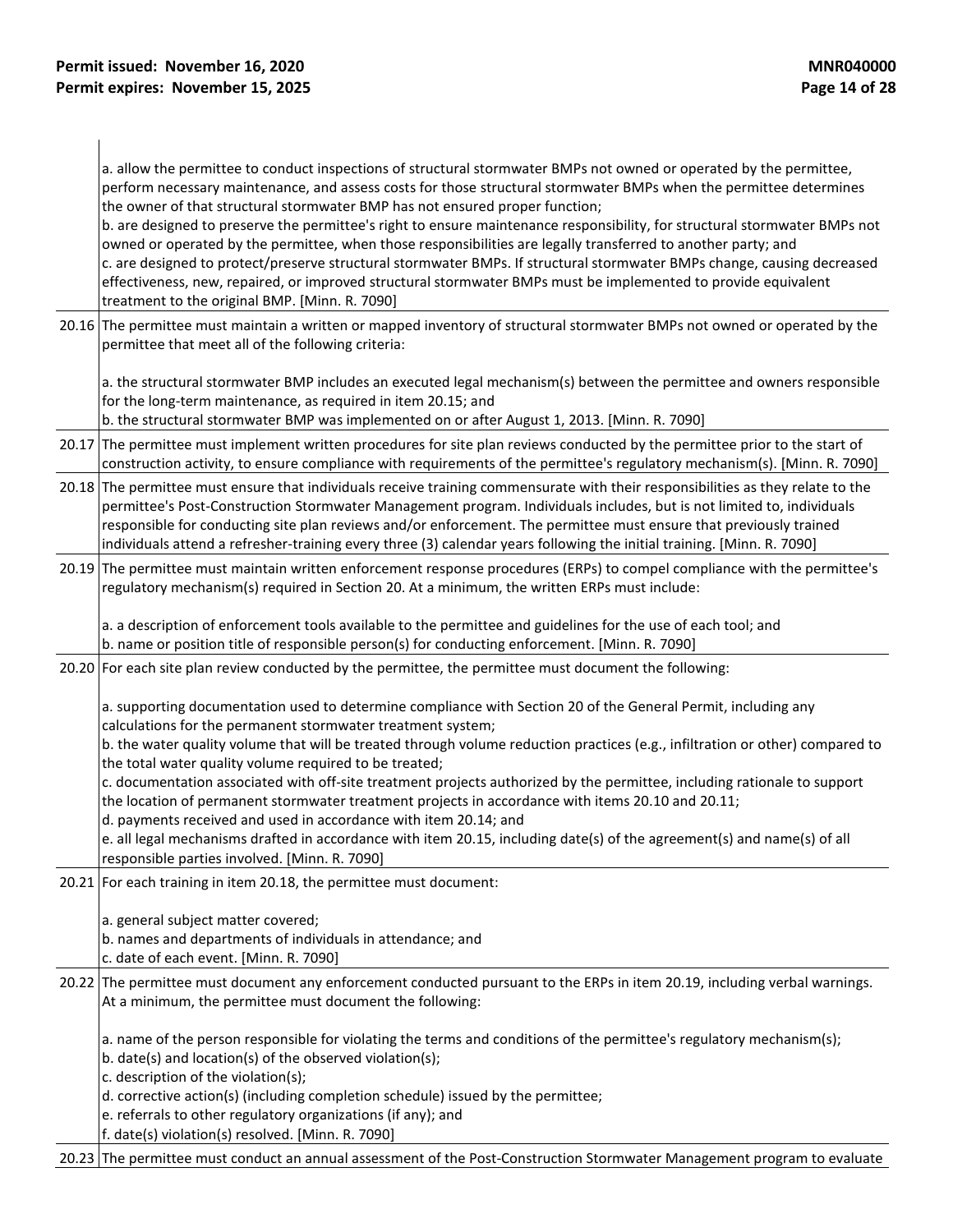| | |
|---|---|
| | a. allow the permittee to conduct inspections of structural stormwater BMPs not owned or operated by the permittee, perform necessary maintenance, and assess costs for those structural stormwater BMPs when the permittee determines the owner of that structural stormwater BMP has not ensured proper function;<br>b. are designed to preserve the permittee's right to ensure maintenance responsibility, for structural stormwater BMPs not owned or operated by the permittee, when those responsibilities are legally transferred to another party; and<br>c. are designed to protect/preserve structural stormwater BMPs. If structural stormwater BMPs change, causing decreased effectiveness, new, repaired, or improved structural stormwater BMPs must be implemented to provide equivalent treatment to the original BMP. [Minn. R. 7090] |
| 20.16 | The permittee must maintain a written or mapped inventory of structural stormwater BMPs not owned or operated by the permittee that meet all of the following criteria:<br><br>a. the structural stormwater BMP includes an executed legal mechanism(s) between the permittee and owners responsible for the long-term maintenance, as required in item 20.15; and<br>b. the structural stormwater BMP was implemented on or after August 1, 2013. [Minn. R. 7090] |
| 20.17 | The permittee must implement written procedures for site plan reviews conducted by the permittee prior to the start of construction activity, to ensure compliance with requirements of the permittee's regulatory mechanism(s). [Minn. R. 7090] |
| 20.18 | The permittee must ensure that individuals receive training commensurate with their responsibilities as they relate to the permittee's Post-Construction Stormwater Management program. Individuals includes, but is not limited to, individuals responsible for conducting site plan reviews and/or enforcement. The permittee must ensure that previously trained individuals attend a refresher-training every three (3) calendar years following the initial training. [Minn. R. 7090] |
| 20.19 | The permittee must maintain written enforcement response procedures (ERPs) to compel compliance with the permittee's regulatory mechanism(s) required in Section 20. At a minimum, the written ERPs must include:<br><br>a. a description of enforcement tools available to the permittee and guidelines for the use of each tool; and<br>b. name or position title of responsible person(s) for conducting enforcement. [Minn. R. 7090] |
| 20.20 | For each site plan review conducted by the permittee, the permittee must document the following:<br><br>a. supporting documentation used to determine compliance with Section 20 of the General Permit, including any calculations for the permanent stormwater treatment system;<br>b. the water quality volume that will be treated through volume reduction practices (e.g., infiltration or other) compared to the total water quality volume required to be treated;<br>c. documentation associated with off-site treatment projects authorized by the permittee, including rationale to support the location of permanent stormwater treatment projects in accordance with items 20.10 and 20.11;<br>d. payments received and used in accordance with item 20.14; and<br>e. all legal mechanisms drafted in accordance with item 20.15, including date(s) of the agreement(s) and name(s) of all responsible parties involved. [Minn. R. 7090] |
| 20.21 | For each training in item 20.18, the permittee must document:<br><br>a. general subject matter covered;<br>b. names and departments of individuals in attendance; and<br>c. date of each event. [Minn. R. 7090] |
| 20.22 | The permittee must document any enforcement conducted pursuant to the ERPs in item 20.19, including verbal warnings. At a minimum, the permittee must document the following:<br><br>a. name of the person responsible for violating the terms and conditions of the permittee's regulatory mechanism(s);<br>b. date(s) and location(s) of the observed violation(s);<br>c. description of the violation(s);<br>d. corrective action(s) (including completion schedule) issued by the permittee;<br>e. referrals to other regulatory organizations (if any); and<br>f. date(s) violation(s) resolved. [Minn. R. 7090] |
| 20.23 | The permittee must conduct an annual assessment of the Post-Construction Stormwater Management program to evaluate |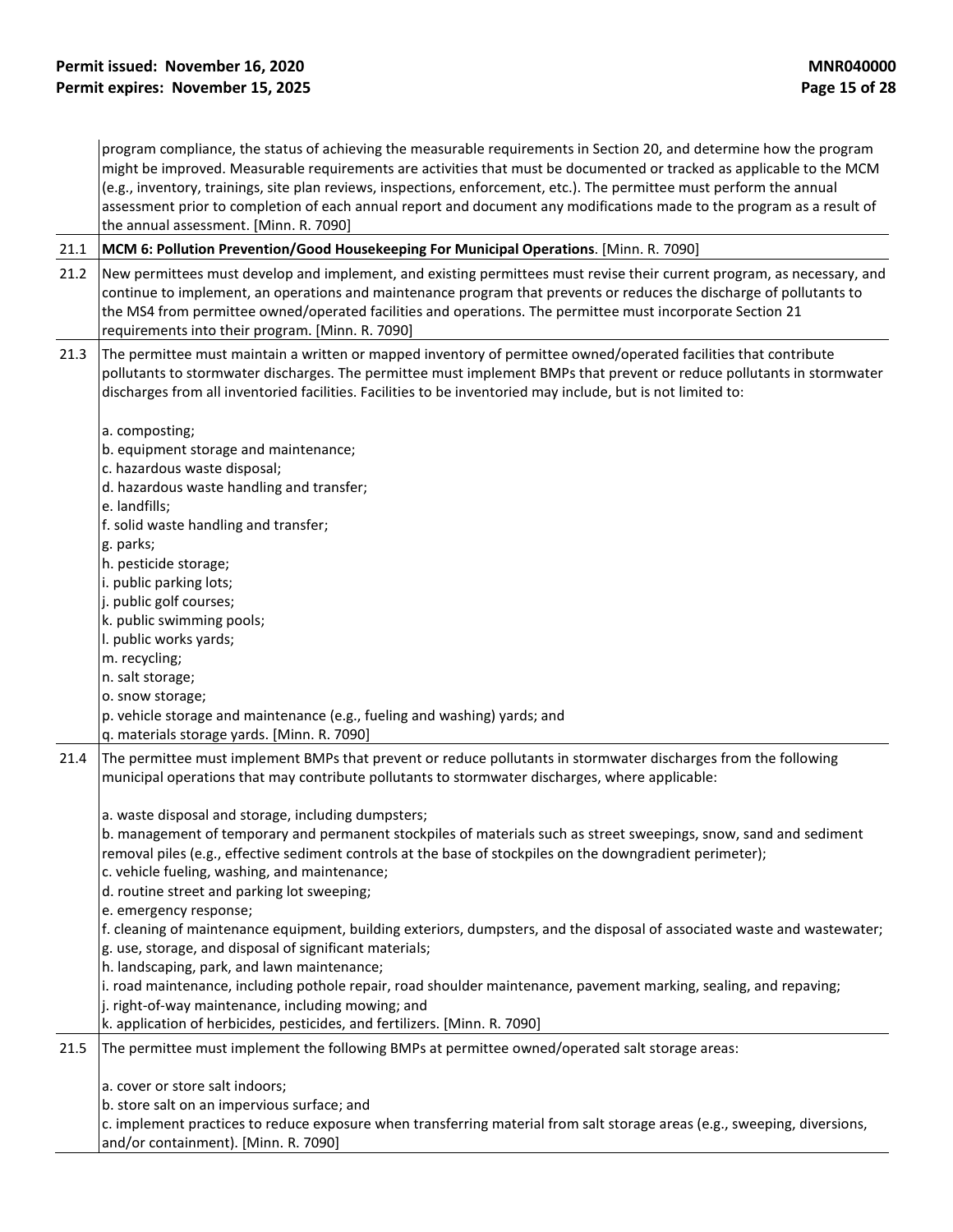program compliance, the status of achieving the measurable requirements in Section 20, and determine how the program might be improved. Measurable requirements are activities that must be documented or tracked as applicable to the MCM (e.g., inventory, trainings, site plan reviews, inspections, enforcement, etc.). The permittee must perform the annual assessment prior to completion of each annual report and document any modifications made to the program as a result of the annual assessment. [Minn. R. 7090]

21.1 **MCM 6: Pollution Prevention/Good Housekeeping For Municipal Operations**. [Minn. R. 7090]

21.2 New permittees must develop and implement, and existing permittees must revise their current program, as necessary, and continue to implement, an operations and maintenance program that prevents or reduces the discharge of pollutants to the MS4 from permittee owned/operated facilities and operations. The permittee must incorporate Section 21 requirements into their program. [Minn. R. 7090]

21.3 The permittee must maintain a written or mapped inventory of permittee owned/operated facilities that contribute pollutants to stormwater discharges. The permittee must implement BMPs that prevent or reduce pollutants in stormwater discharges from all inventoried facilities. Facilities to be inventoried may include, but is not limited to:

a. composting;
b. equipment storage and maintenance;
c. hazardous waste disposal;
d. hazardous waste handling and transfer;
e. landfills;
f. solid waste handling and transfer;
g. parks;
h. pesticide storage;
i. public parking lots;
j. public golf courses;
k. public swimming pools;
l. public works yards;
m. recycling;
n. salt storage;
o. snow storage;
p. vehicle storage and maintenance (e.g., fueling and washing) yards; and
q. materials storage yards. [Minn. R. 7090]

21.4 The permittee must implement BMPs that prevent or reduce pollutants in stormwater discharges from the following municipal operations that may contribute pollutants to stormwater discharges, where applicable:

a. waste disposal and storage, including dumpsters;
b. management of temporary and permanent stockpiles of materials such as street sweepings, snow, sand and sediment removal piles (e.g., effective sediment controls at the base of stockpiles on the downgradient perimeter);
c. vehicle fueling, washing, and maintenance;
d. routine street and parking lot sweeping;
e. emergency response;
f. cleaning of maintenance equipment, building exteriors, dumpsters, and the disposal of associated waste and wastewater;
g. use, storage, and disposal of significant materials;
h. landscaping, park, and lawn maintenance;
i. road maintenance, including pothole repair, road shoulder maintenance, pavement marking, sealing, and repaving;
j. right-of-way maintenance, including mowing; and
k. application of herbicides, pesticides, and fertilizers. [Minn. R. 7090]

21.5 The permittee must implement the following BMPs at permittee owned/operated salt storage areas:

a. cover or store salt indoors;
b. store salt on an impervious surface; and
c. implement practices to reduce exposure when transferring material from salt storage areas (e.g., sweeping, diversions, and/or containment). [Minn. R. 7090]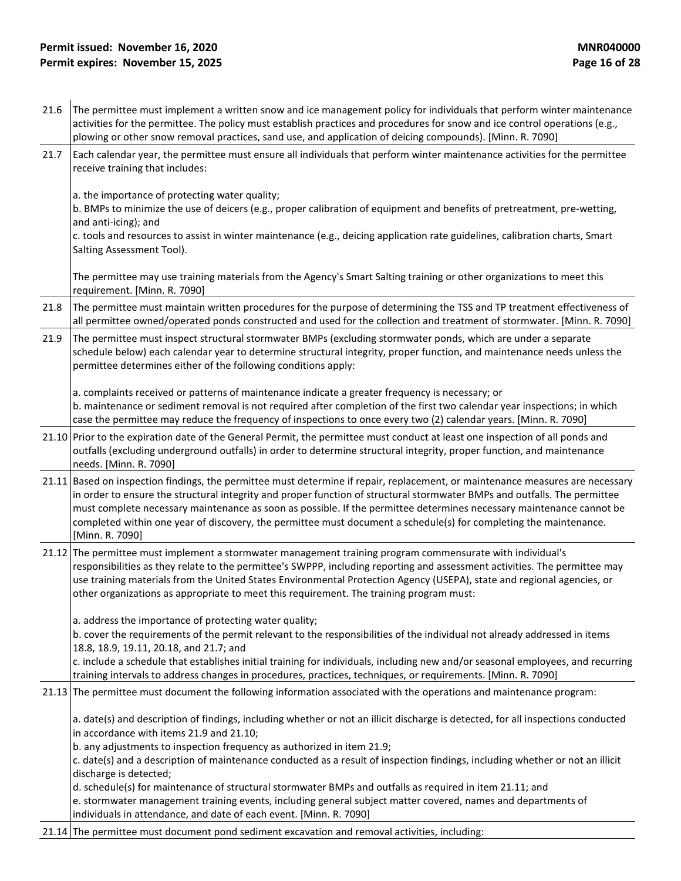| | |
|---|---|
| 21.6 | The permittee must implement a written snow and ice management policy for individuals that perform winter maintenance activities for the permittee. The policy must establish practices and procedures for snow and ice control operations (e.g., plowing or other snow removal practices, sand use, and application of deicing compounds). [Minn. R. 7090] |
| 21.7 | Each calendar year, the permittee must ensure all individuals that perform winter maintenance activities for the permittee receive training that includes:<br><br>a. the importance of protecting water quality;<br>b. BMPs to minimize the use of deicers (e.g., proper calibration of equipment and benefits of pretreatment, pre-wetting, and anti-icing); and<br>c. tools and resources to assist in winter maintenance (e.g., deicing application rate guidelines, calibration charts, Smart Salting Assessment Tool).<br><br>The permittee may use training materials from the Agency's Smart Salting training or other organizations to meet this requirement. [Minn. R. 7090] |
| 21.8 | The permittee must maintain written procedures for the purpose of determining the TSS and TP treatment effectiveness of all permittee owned/operated ponds constructed and used for the collection and treatment of stormwater. [Minn. R. 7090] |
| 21.9 | The permittee must inspect structural stormwater BMPs (excluding stormwater ponds, which are under a separate schedule below) each calendar year to determine structural integrity, proper function, and maintenance needs unless the permittee determines either of the following conditions apply:<br><br>a. complaints received or patterns of maintenance indicate a greater frequency is necessary; or<br>b. maintenance or sediment removal is not required after completion of the first two calendar year inspections; in which case the permittee may reduce the frequency of inspections to once every two (2) calendar years. [Minn. R. 7090] |
| 21.10 | Prior to the expiration date of the General Permit, the permittee must conduct at least one inspection of all ponds and outfalls (excluding underground outfalls) in order to determine structural integrity, proper function, and maintenance needs. [Minn. R. 7090] |
| 21.11 | Based on inspection findings, the permittee must determine if repair, replacement, or maintenance measures are necessary in order to ensure the structural integrity and proper function of structural stormwater BMPs and outfalls. The permittee must complete necessary maintenance as soon as possible. If the permittee determines necessary maintenance cannot be completed within one year of discovery, the permittee must document a schedule(s) for completing the maintenance. [Minn. R. 7090] |
| 21.12 | The permittee must implement a stormwater management training program commensurate with individual's responsibilities as they relate to the permittee's SWPPP, including reporting and assessment activities. The permittee may use training materials from the United States Environmental Protection Agency (USEPA), state and regional agencies, or other organizations as appropriate to meet this requirement. The training program must:<br><br>a. address the importance of protecting water quality;<br>b. cover the requirements of the permit relevant to the responsibilities of the individual not already addressed in items 18.8, 18.9, 19.11, 20.18, and 21.7; and<br>c. include a schedule that establishes initial training for individuals, including new and/or seasonal employees, and recurring training intervals to address changes in procedures, practices, techniques, or requirements. [Minn. R. 7090] |
| 21.13 | The permittee must document the following information associated with the operations and maintenance program:<br><br>a. date(s) and description of findings, including whether or not an illicit discharge is detected, for all inspections conducted in accordance with items 21.9 and 21.10;<br>b. any adjustments to inspection frequency as authorized in item 21.9;<br>c. date(s) and a description of maintenance conducted as a result of inspection findings, including whether or not an illicit discharge is detected;<br>d. schedule(s) for maintenance of structural stormwater BMPs and outfalls as required in item 21.11; and<br>e. stormwater management training events, including general subject matter covered, names and departments of individuals in attendance, and date of each event. [Minn. R. 7090] |
| 21.14 | The permittee must document pond sediment excavation and removal activities, including: |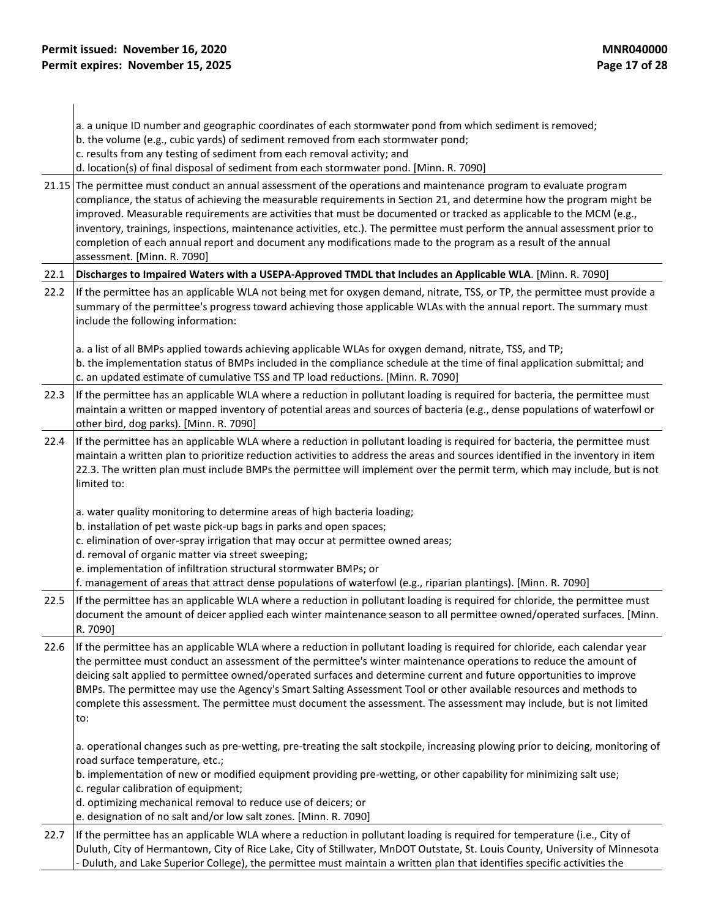| | |
|---|---|
| | a. a unique ID number and geographic coordinates of each stormwater pond from which sediment is removed;<br>b. the volume (e.g., cubic yards) of sediment removed from each stormwater pond;<br>c. results from any testing of sediment from each removal activity; and<br>d. location(s) of final disposal of sediment from each stormwater pond. [Minn. R. 7090] |
| 21.15 | The permittee must conduct an annual assessment of the operations and maintenance program to evaluate program compliance, the status of achieving the measurable requirements in Section 21, and determine how the program might be improved. Measurable requirements are activities that must be documented or tracked as applicable to the MCM (e.g., inventory, trainings, inspections, maintenance activities, etc.). The permittee must perform the annual assessment prior to completion of each annual report and document any modifications made to the program as a result of the annual assessment. [Minn. R. 7090] |
| 22.1 | **Discharges to Impaired Waters with a USEPA-Approved TMDL that Includes an Applicable WLA**. [Minn. R. 7090] |
| 22.2 | If the permittee has an applicable WLA not being met for oxygen demand, nitrate, TSS, or TP, the permittee must provide a summary of the permittee's progress toward achieving those applicable WLAs with the annual report. The summary must include the following information:<br><br>a. a list of all BMPs applied towards achieving applicable WLAs for oxygen demand, nitrate, TSS, and TP;<br>b. the implementation status of BMPs included in the compliance schedule at the time of final application submittal; and<br>c. an updated estimate of cumulative TSS and TP load reductions. [Minn. R. 7090] |
| 22.3 | If the permittee has an applicable WLA where a reduction in pollutant loading is required for bacteria, the permittee must maintain a written or mapped inventory of potential areas and sources of bacteria (e.g., dense populations of waterfowl or other bird, dog parks). [Minn. R. 7090] |
| 22.4 | If the permittee has an applicable WLA where a reduction in pollutant loading is required for bacteria, the permittee must maintain a written plan to prioritize reduction activities to address the areas and sources identified in the inventory in item 22.3. The written plan must include BMPs the permittee will implement over the permit term, which may include, but is not limited to:<br><br>a. water quality monitoring to determine areas of high bacteria loading;<br>b. installation of pet waste pick-up bags in parks and open spaces;<br>c. elimination of over-spray irrigation that may occur at permittee owned areas;<br>d. removal of organic matter via street sweeping;<br>e. implementation of infiltration structural stormwater BMPs; or<br>f. management of areas that attract dense populations of waterfowl (e.g., riparian plantings). [Minn. R. 7090] |
| 22.5 | If the permittee has an applicable WLA where a reduction in pollutant loading is required for chloride, the permittee must document the amount of deicer applied each winter maintenance season to all permittee owned/operated surfaces. [Minn. R. 7090] |
| 22.6 | If the permittee has an applicable WLA where a reduction in pollutant loading is required for chloride, each calendar year the permittee must conduct an assessment of the permittee's winter maintenance operations to reduce the amount of deicing salt applied to permittee owned/operated surfaces and determine current and future opportunities to improve BMPs. The permittee may use the Agency's Smart Salting Assessment Tool or other available resources and methods to complete this assessment. The permittee must document the assessment. The assessment may include, but is not limited to:<br><br>a. operational changes such as pre-wetting, pre-treating the salt stockpile, increasing plowing prior to deicing, monitoring of road surface temperature, etc.;<br>b. implementation of new or modified equipment providing pre-wetting, or other capability for minimizing salt use;<br>c. regular calibration of equipment;<br>d. optimizing mechanical removal to reduce use of deicers; or<br>e. designation of no salt and/or low salt zones. [Minn. R. 7090] |
| 22.7 | If the permittee has an applicable WLA where a reduction in pollutant loading is required for temperature (i.e., City of Duluth, City of Hermantown, City of Rice Lake, City of Stillwater, MnDOT Outstate, St. Louis County, University of Minnesota - Duluth, and Lake Superior College), the permittee must maintain a written plan that identifies specific activities the |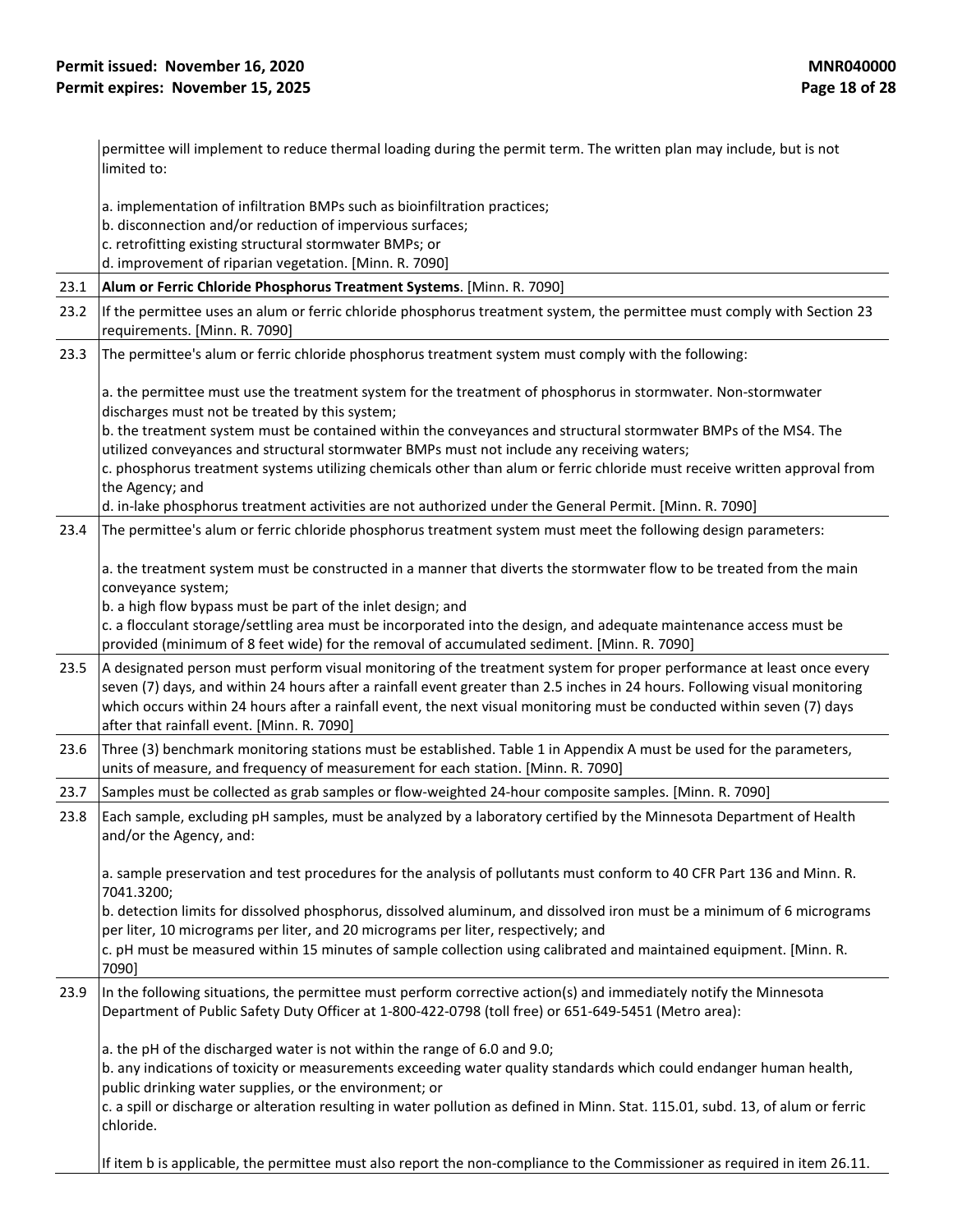| | |
|---|---|
| | permittee will implement to reduce thermal loading during the permit term. The written plan may include, but is not limited to:<br><br>a. implementation of infiltration BMPs such as bioinfiltration practices;<br>b. disconnection and/or reduction of impervious surfaces;<br>c. retrofitting existing structural stormwater BMPs; or<br>d. improvement of riparian vegetation. [Minn. R. 7090] |
| 23.1 | **Alum or Ferric Chloride Phosphorus Treatment Systems**. [Minn. R. 7090] |
| 23.2 | If the permittee uses an alum or ferric chloride phosphorus treatment system, the permittee must comply with Section 23 requirements. [Minn. R. 7090] |
| 23.3 | The permittee's alum or ferric chloride phosphorus treatment system must comply with the following:<br><br>a. the permittee must use the treatment system for the treatment of phosphorus in stormwater. Non-stormwater discharges must not be treated by this system;<br>b. the treatment system must be contained within the conveyances and structural stormwater BMPs of the MS4. The utilized conveyances and structural stormwater BMPs must not include any receiving waters;<br>c. phosphorus treatment systems utilizing chemicals other than alum or ferric chloride must receive written approval from the Agency; and<br>d. in-lake phosphorus treatment activities are not authorized under the General Permit. [Minn. R. 7090] |
| 23.4 | The permittee's alum or ferric chloride phosphorus treatment system must meet the following design parameters:<br><br>a. the treatment system must be constructed in a manner that diverts the stormwater flow to be treated from the main conveyance system;<br>b. a high flow bypass must be part of the inlet design; and<br>c. a flocculant storage/settling area must be incorporated into the design, and adequate maintenance access must be provided (minimum of 8 feet wide) for the removal of accumulated sediment. [Minn. R. 7090] |
| 23.5 | A designated person must perform visual monitoring of the treatment system for proper performance at least once every seven (7) days, and within 24 hours after a rainfall event greater than 2.5 inches in 24 hours. Following visual monitoring which occurs within 24 hours after a rainfall event, the next visual monitoring must be conducted within seven (7) days after that rainfall event. [Minn. R. 7090] |
| 23.6 | Three (3) benchmark monitoring stations must be established. Table 1 in Appendix A must be used for the parameters, units of measure, and frequency of measurement for each station. [Minn. R. 7090] |
| 23.7 | Samples must be collected as grab samples or flow-weighted 24-hour composite samples. [Minn. R. 7090] |
| 23.8 | Each sample, excluding pH samples, must be analyzed by a laboratory certified by the Minnesota Department of Health and/or the Agency, and:<br><br>a. sample preservation and test procedures for the analysis of pollutants must conform to 40 CFR Part 136 and Minn. R. 7041.3200;<br>b. detection limits for dissolved phosphorus, dissolved aluminum, and dissolved iron must be a minimum of 6 micrograms per liter, 10 micrograms per liter, and 20 micrograms per liter, respectively; and<br>c. pH must be measured within 15 minutes of sample collection using calibrated and maintained equipment. [Minn. R. 7090] |
| 23.9 | In the following situations, the permittee must perform corrective action(s) and immediately notify the Minnesota Department of Public Safety Duty Officer at 1-800-422-0798 (toll free) or 651-649-5451 (Metro area):<br><br>a. the pH of the discharged water is not within the range of 6.0 and 9.0;<br>b. any indications of toxicity or measurements exceeding water quality standards which could endanger human health, public drinking water supplies, or the environment; or<br>c. a spill or discharge or alteration resulting in water pollution as defined in Minn. Stat. 115.01, subd. 13, of alum or ferric chloride.<br><br>If item b is applicable, the permittee must also report the non-compliance to the Commissioner as required in item 26.11. |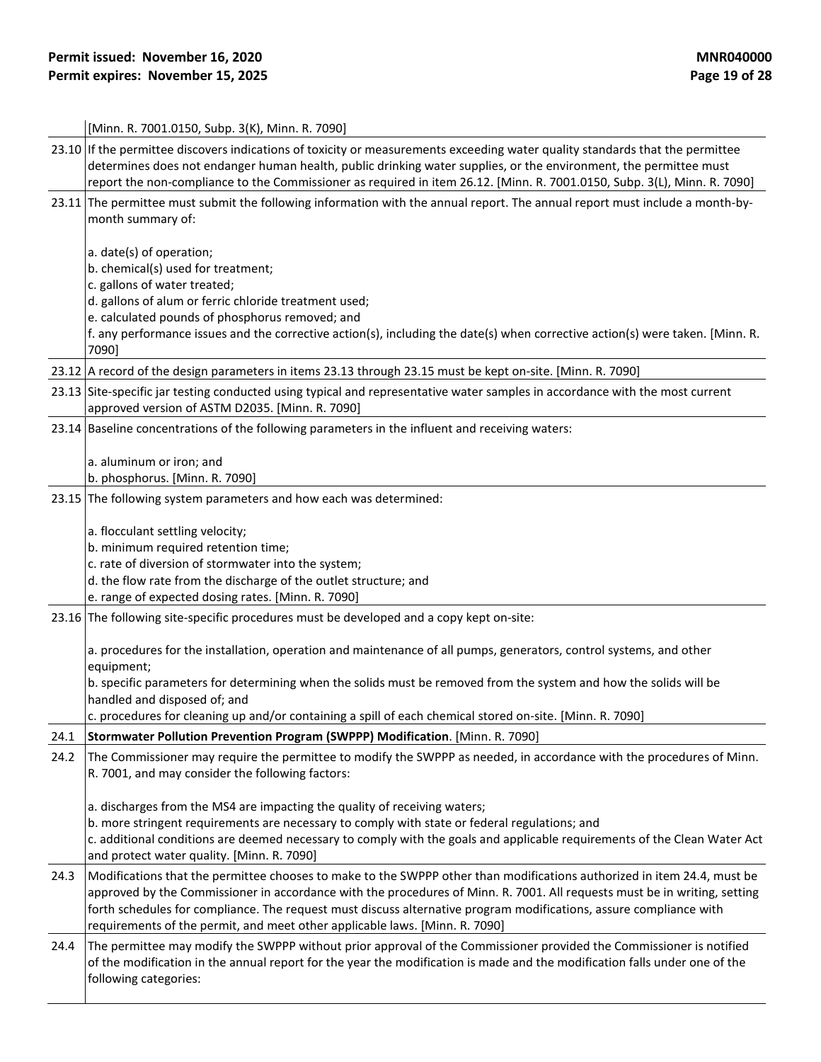| | |
|---|---|
| | [Minn. R. 7001.0150, Subp. 3(K), Minn. R. 7090] |
| 23.10 | If the permittee discovers indications of toxicity or measurements exceeding water quality standards that the permittee determines does not endanger human health, public drinking water supplies, or the environment, the permittee must report the non-compliance to the Commissioner as required in item 26.12. [Minn. R. 7001.0150, Subp. 3(L), Minn. R. 7090] |
| 23.11 | The permittee must submit the following information with the annual report. The annual report must include a month-by-month summary of:<br><br>a. date(s) of operation;<br>b. chemical(s) used for treatment;<br>c. gallons of water treated;<br>d. gallons of alum or ferric chloride treatment used;<br>e. calculated pounds of phosphorus removed; and<br>f. any performance issues and the corrective action(s), including the date(s) when corrective action(s) were taken. [Minn. R. 7090] |
| 23.12 | A record of the design parameters in items 23.13 through 23.15 must be kept on-site. [Minn. R. 7090] |
| 23.13 | Site-specific jar testing conducted using typical and representative water samples in accordance with the most current approved version of ASTM D2035. [Minn. R. 7090] |
| 23.14 | Baseline concentrations of the following parameters in the influent and receiving waters:<br><br>a. aluminum or iron; and<br>b. phosphorus. [Minn. R. 7090] |
| 23.15 | The following system parameters and how each was determined:<br><br>a. flocculant settling velocity;<br>b. minimum required retention time;<br>c. rate of diversion of stormwater into the system;<br>d. the flow rate from the discharge of the outlet structure; and<br>e. range of expected dosing rates. [Minn. R. 7090] |
| 23.16 | The following site-specific procedures must be developed and a copy kept on-site:<br><br>a. procedures for the installation, operation and maintenance of all pumps, generators, control systems, and other equipment;<br>b. specific parameters for determining when the solids must be removed from the system and how the solids will be handled and disposed of; and<br>c. procedures for cleaning up and/or containing a spill of each chemical stored on-site. [Minn. R. 7090] |
| 24.1 | **Stormwater Pollution Prevention Program (SWPPP) Modification**. [Minn. R. 7090] |
| 24.2 | The Commissioner may require the permittee to modify the SWPPP as needed, in accordance with the procedures of Minn. R. 7001, and may consider the following factors:<br><br>a. discharges from the MS4 are impacting the quality of receiving waters;<br>b. more stringent requirements are necessary to comply with state or federal regulations; and<br>c. additional conditions are deemed necessary to comply with the goals and applicable requirements of the Clean Water Act and protect water quality. [Minn. R. 7090] |
| 24.3 | Modifications that the permittee chooses to make to the SWPPP other than modifications authorized in item 24.4, must be approved by the Commissioner in accordance with the procedures of Minn. R. 7001. All requests must be in writing, setting forth schedules for compliance. The request must discuss alternative program modifications, assure compliance with requirements of the permit, and meet other applicable laws. [Minn. R. 7090] |
| 24.4 | The permittee may modify the SWPPP without prior approval of the Commissioner provided the Commissioner is notified of the modification in the annual report for the year the modification is made and the modification falls under one of the following categories: |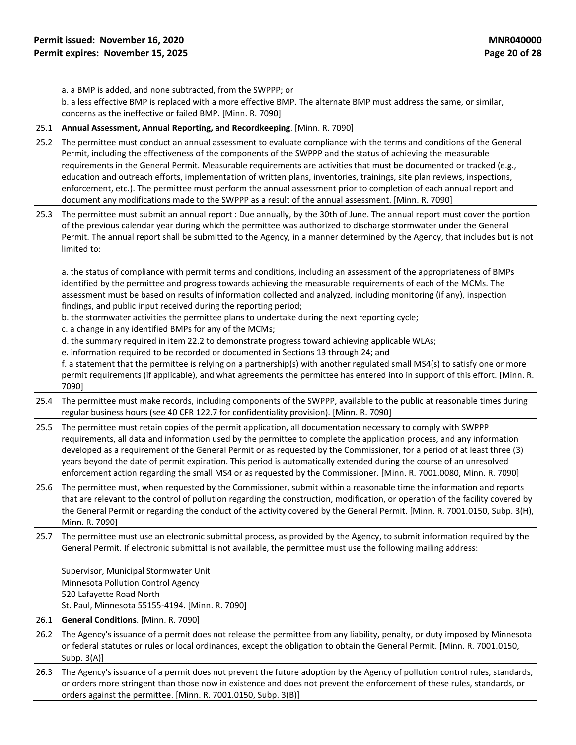| | |
|---|---|
| | a. a BMP is added, and none subtracted, from the SWPPP; or<br>b. a less effective BMP is replaced with a more effective BMP. The alternate BMP must address the same, or similar, concerns as the ineffective or failed BMP. [Minn. R. 7090] |
| 25.1 | **Annual Assessment, Annual Reporting, and Recordkeeping**. [Minn. R. 7090] |
| 25.2 | The permittee must conduct an annual assessment to evaluate compliance with the terms and conditions of the General Permit, including the effectiveness of the components of the SWPPP and the status of achieving the measurable requirements in the General Permit. Measurable requirements are activities that must be documented or tracked (e.g., education and outreach efforts, implementation of written plans, inventories, trainings, site plan reviews, inspections, enforcement, etc.). The permittee must perform the annual assessment prior to completion of each annual report and document any modifications made to the SWPPP as a result of the annual assessment. [Minn. R. 7090] |
| 25.3 | The permittee must submit an annual report : Due annually, by the 30th of June. The annual report must cover the portion of the previous calendar year during which the permittee was authorized to discharge stormwater under the General Permit. The annual report shall be submitted to the Agency, in a manner determined by the Agency, that includes but is not limited to:<br><br>a. the status of compliance with permit terms and conditions, including an assessment of the appropriateness of BMPs identified by the permittee and progress towards achieving the measurable requirements of each of the MCMs. The assessment must be based on results of information collected and analyzed, including monitoring (if any), inspection findings, and public input received during the reporting period;<br>b. the stormwater activities the permittee plans to undertake during the next reporting cycle;<br>c. a change in any identified BMPs for any of the MCMs;<br>d. the summary required in item 22.2 to demonstrate progress toward achieving applicable WLAs;<br>e. information required to be recorded or documented in Sections 13 through 24; and<br>f. a statement that the permittee is relying on a partnership(s) with another regulated small MS4(s) to satisfy one or more permit requirements (if applicable), and what agreements the permittee has entered into in support of this effort. [Minn. R. 7090] |
| 25.4 | The permittee must make records, including components of the SWPPP, available to the public at reasonable times during regular business hours (see 40 CFR 122.7 for confidentiality provision). [Minn. R. 7090] |
| 25.5 | The permittee must retain copies of the permit application, all documentation necessary to comply with SWPPP requirements, all data and information used by the permittee to complete the application process, and any information developed as a requirement of the General Permit or as requested by the Commissioner, for a period of at least three (3) years beyond the date of permit expiration. This period is automatically extended during the course of an unresolved enforcement action regarding the small MS4 or as requested by the Commissioner. [Minn. R. 7001.0080, Minn. R. 7090] |
| 25.6 | The permittee must, when requested by the Commissioner, submit within a reasonable time the information and reports that are relevant to the control of pollution regarding the construction, modification, or operation of the facility covered by the General Permit or regarding the conduct of the activity covered by the General Permit. [Minn. R. 7001.0150, Subp. 3(H), Minn. R. 7090] |
| 25.7 | The permittee must use an electronic submittal process, as provided by the Agency, to submit information required by the General Permit. If electronic submittal is not available, the permittee must use the following mailing address:<br><br>Supervisor, Municipal Stormwater Unit<br>Minnesota Pollution Control Agency<br>520 Lafayette Road North<br>St. Paul, Minnesota 55155-4194. [Minn. R. 7090] |
| 26.1 | **General Conditions**. [Minn. R. 7090] |
| 26.2 | The Agency's issuance of a permit does not release the permittee from any liability, penalty, or duty imposed by Minnesota or federal statutes or rules or local ordinances, except the obligation to obtain the General Permit. [Minn. R. 7001.0150, Subp. 3(A)] |
| 26.3 | The Agency's issuance of a permit does not prevent the future adoption by the Agency of pollution control rules, standards, or orders more stringent than those now in existence and does not prevent the enforcement of these rules, standards, or orders against the permittee. [Minn. R. 7001.0150, Subp. 3(B)] |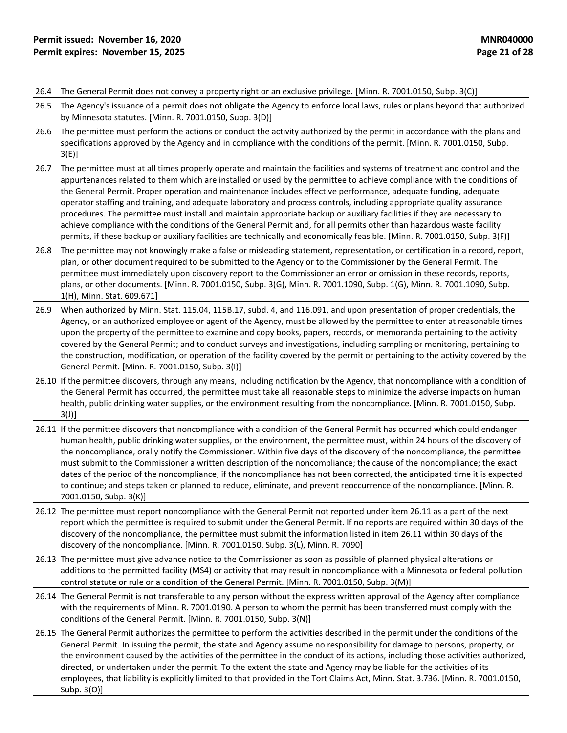| | |
|---|---|
| 26.4 | The General Permit does not convey a property right or an exclusive privilege. [Minn. R. 7001.0150, Subp. 3(C)] |
| 26.5 | The Agency's issuance of a permit does not obligate the Agency to enforce local laws, rules or plans beyond that authorized by Minnesota statutes. [Minn. R. 7001.0150, Subp. 3(D)] |
| 26.6 | The permittee must perform the actions or conduct the activity authorized by the permit in accordance with the plans and specifications approved by the Agency and in compliance with the conditions of the permit. [Minn. R. 7001.0150, Subp. 3(E)] |
| 26.7 | The permittee must at all times properly operate and maintain the facilities and systems of treatment and control and the appurtenances related to them which are installed or used by the permittee to achieve compliance with the conditions of the General Permit. Proper operation and maintenance includes effective performance, adequate funding, adequate operator staffing and training, and adequate laboratory and process controls, including appropriate quality assurance procedures. The permittee must install and maintain appropriate backup or auxiliary facilities if they are necessary to achieve compliance with the conditions of the General Permit and, for all permits other than hazardous waste facility permits, if these backup or auxiliary facilities are technically and economically feasible. [Minn. R. 7001.0150, Subp. 3(F)] |
| 26.8 | The permittee may not knowingly make a false or misleading statement, representation, or certification in a record, report, plan, or other document required to be submitted to the Agency or to the Commissioner by the General Permit. The permittee must immediately upon discovery report to the Commissioner an error or omission in these records, reports, plans, or other documents. [Minn. R. 7001.0150, Subp. 3(G), Minn. R. 7001.1090, Subp. 1(G), Minn. R. 7001.1090, Subp. 1(H), Minn. Stat. 609.671] |
| 26.9 | When authorized by Minn. Stat. 115.04, 115B.17, subd. 4, and 116.091, and upon presentation of proper credentials, the Agency, or an authorized employee or agent of the Agency, must be allowed by the permittee to enter at reasonable times upon the property of the permittee to examine and copy books, papers, records, or memoranda pertaining to the activity covered by the General Permit; and to conduct surveys and investigations, including sampling or monitoring, pertaining to the construction, modification, or operation of the facility covered by the permit or pertaining to the activity covered by the General Permit. [Minn. R. 7001.0150, Subp. 3(I)] |
| 26.10 | If the permittee discovers, through any means, including notification by the Agency, that noncompliance with a condition of the General Permit has occurred, the permittee must take all reasonable steps to minimize the adverse impacts on human health, public drinking water supplies, or the environment resulting from the noncompliance. [Minn. R. 7001.0150, Subp. 3(J)] |
| 26.11 | If the permittee discovers that noncompliance with a condition of the General Permit has occurred which could endanger human health, public drinking water supplies, or the environment, the permittee must, within 24 hours of the discovery of the noncompliance, orally notify the Commissioner. Within five days of the discovery of the noncompliance, the permittee must submit to the Commissioner a written description of the noncompliance; the cause of the noncompliance; the exact dates of the period of the noncompliance; if the noncompliance has not been corrected, the anticipated time it is expected to continue; and steps taken or planned to reduce, eliminate, and prevent reoccurrence of the noncompliance. [Minn. R. 7001.0150, Subp. 3(K)] |
| 26.12 | The permittee must report noncompliance with the General Permit not reported under item 26.11 as a part of the next report which the permittee is required to submit under the General Permit. If no reports are required within 30 days of the discovery of the noncompliance, the permittee must submit the information listed in item 26.11 within 30 days of the discovery of the noncompliance. [Minn. R. 7001.0150, Subp. 3(L), Minn. R. 7090] |
| 26.13 | The permittee must give advance notice to the Commissioner as soon as possible of planned physical alterations or additions to the permitted facility (MS4) or activity that may result in noncompliance with a Minnesota or federal pollution control statute or rule or a condition of the General Permit. [Minn. R. 7001.0150, Subp. 3(M)] |
| 26.14 | The General Permit is not transferable to any person without the express written approval of the Agency after compliance with the requirements of Minn. R. 7001.0190. A person to whom the permit has been transferred must comply with the conditions of the General Permit. [Minn. R. 7001.0150, Subp. 3(N)] |
| 26.15 | The General Permit authorizes the permittee to perform the activities described in the permit under the conditions of the General Permit. In issuing the permit, the state and Agency assume no responsibility for damage to persons, property, or the environment caused by the activities of the permittee in the conduct of its actions, including those activities authorized, directed, or undertaken under the permit. To the extent the state and Agency may be liable for the activities of its employees, that liability is explicitly limited to that provided in the Tort Claims Act, Minn. Stat. 3.736. [Minn. R. 7001.0150, Subp. 3(O)] |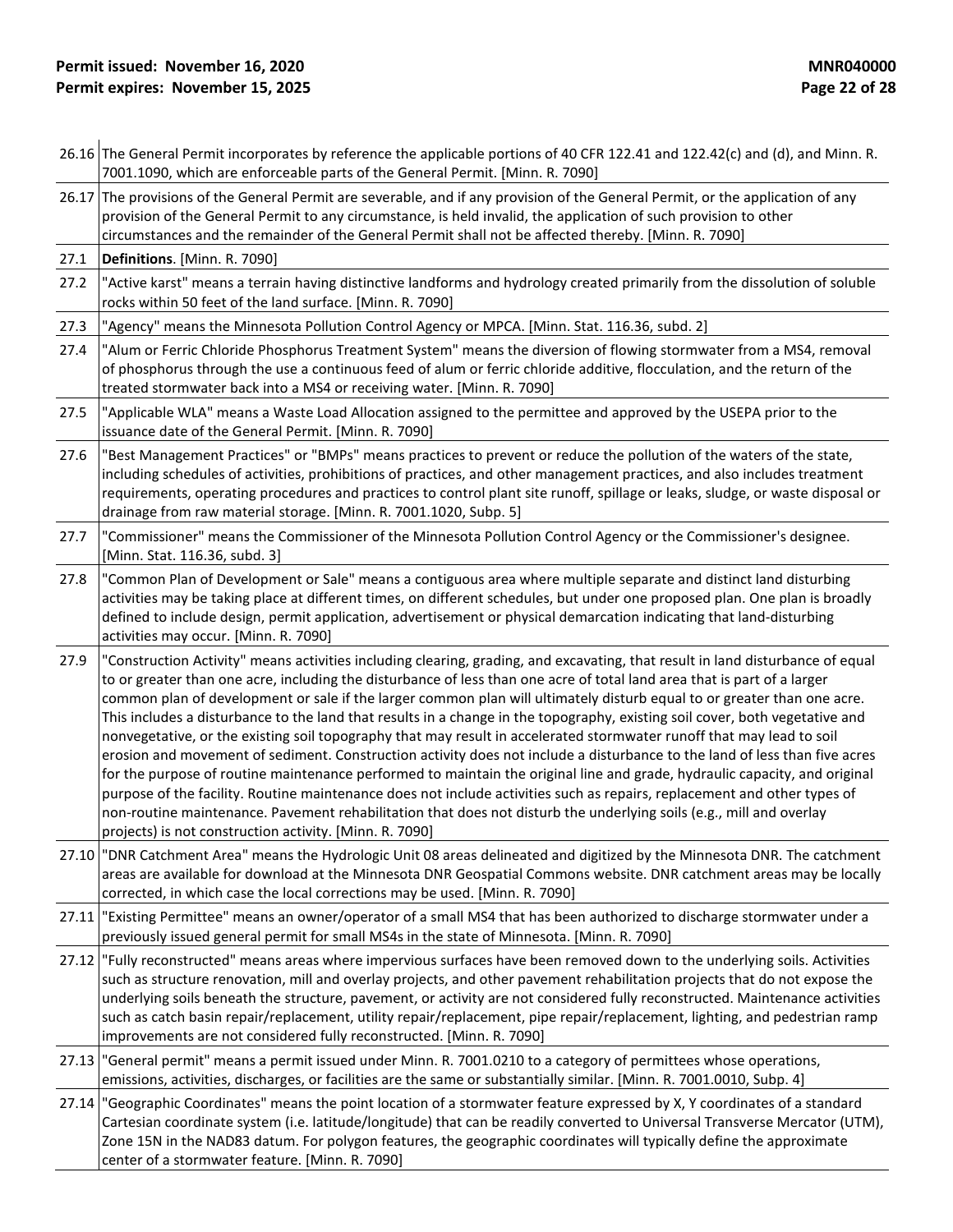| | |
|---|---|
| 26.16 | The General Permit incorporates by reference the applicable portions of 40 CFR 122.41 and 122.42(c) and (d), and Minn. R. 7001.1090, which are enforceable parts of the General Permit. [Minn. R. 7090] |
| 26.17 | The provisions of the General Permit are severable, and if any provision of the General Permit, or the application of any provision of the General Permit to any circumstance, is held invalid, the application of such provision to other circumstances and the remainder of the General Permit shall not be affected thereby. [Minn. R. 7090] |
| 27.1 | **Definitions**. [Minn. R. 7090] |
| 27.2 | "Active karst" means a terrain having distinctive landforms and hydrology created primarily from the dissolution of soluble rocks within 50 feet of the land surface. [Minn. R. 7090] |
| 27.3 | "Agency" means the Minnesota Pollution Control Agency or MPCA. [Minn. Stat. 116.36, subd. 2] |
| 27.4 | "Alum or Ferric Chloride Phosphorus Treatment System" means the diversion of flowing stormwater from a MS4, removal of phosphorus through the use a continuous feed of alum or ferric chloride additive, flocculation, and the return of the treated stormwater back into a MS4 or receiving water. [Minn. R. 7090] |
| 27.5 | "Applicable WLA" means a Waste Load Allocation assigned to the permittee and approved by the USEPA prior to the issuance date of the General Permit. [Minn. R. 7090] |
| 27.6 | "Best Management Practices" or "BMPs" means practices to prevent or reduce the pollution of the waters of the state, including schedules of activities, prohibitions of practices, and other management practices, and also includes treatment requirements, operating procedures and practices to control plant site runoff, spillage or leaks, sludge, or waste disposal or drainage from raw material storage. [Minn. R. 7001.1020, Subp. 5] |
| 27.7 | "Commissioner" means the Commissioner of the Minnesota Pollution Control Agency or the Commissioner's designee. [Minn. Stat. 116.36, subd. 3] |
| 27.8 | "Common Plan of Development or Sale" means a contiguous area where multiple separate and distinct land disturbing activities may be taking place at different times, on different schedules, but under one proposed plan. One plan is broadly defined to include design, permit application, advertisement or physical demarcation indicating that land-disturbing activities may occur. [Minn. R. 7090] |
| 27.9 | "Construction Activity" means activities including clearing, grading, and excavating, that result in land disturbance of equal to or greater than one acre, including the disturbance of less than one acre of total land area that is part of a larger common plan of development or sale if the larger common plan will ultimately disturb equal to or greater than one acre. This includes a disturbance to the land that results in a change in the topography, existing soil cover, both vegetative and nonvegetative, or the existing soil topography that may result in accelerated stormwater runoff that may lead to soil erosion and movement of sediment. Construction activity does not include a disturbance to the land of less than five acres for the purpose of routine maintenance performed to maintain the original line and grade, hydraulic capacity, and original purpose of the facility. Routine maintenance does not include activities such as repairs, replacement and other types of non-routine maintenance. Pavement rehabilitation that does not disturb the underlying soils (e.g., mill and overlay projects) is not construction activity. [Minn. R. 7090] |
| 27.10 | "DNR Catchment Area" means the Hydrologic Unit 08 areas delineated and digitized by the Minnesota DNR. The catchment areas are available for download at the Minnesota DNR Geospatial Commons website. DNR catchment areas may be locally corrected, in which case the local corrections may be used. [Minn. R. 7090] |
| 27.11 | "Existing Permittee" means an owner/operator of a small MS4 that has been authorized to discharge stormwater under a previously issued general permit for small MS4s in the state of Minnesota. [Minn. R. 7090] |
| 27.12 | "Fully reconstructed" means areas where impervious surfaces have been removed down to the underlying soils. Activities such as structure renovation, mill and overlay projects, and other pavement rehabilitation projects that do not expose the underlying soils beneath the structure, pavement, or activity are not considered fully reconstructed. Maintenance activities such as catch basin repair/replacement, utility repair/replacement, pipe repair/replacement, lighting, and pedestrian ramp improvements are not considered fully reconstructed. [Minn. R. 7090] |
| 27.13 | "General permit" means a permit issued under Minn. R. 7001.0210 to a category of permittees whose operations, emissions, activities, discharges, or facilities are the same or substantially similar. [Minn. R. 7001.0010, Subp. 4] |
| 27.14 | "Geographic Coordinates" means the point location of a stormwater feature expressed by X, Y coordinates of a standard Cartesian coordinate system (i.e. latitude/longitude) that can be readily converted to Universal Transverse Mercator (UTM), Zone 15N in the NAD83 datum. For polygon features, the geographic coordinates will typically define the approximate center of a stormwater feature. [Minn. R. 7090] |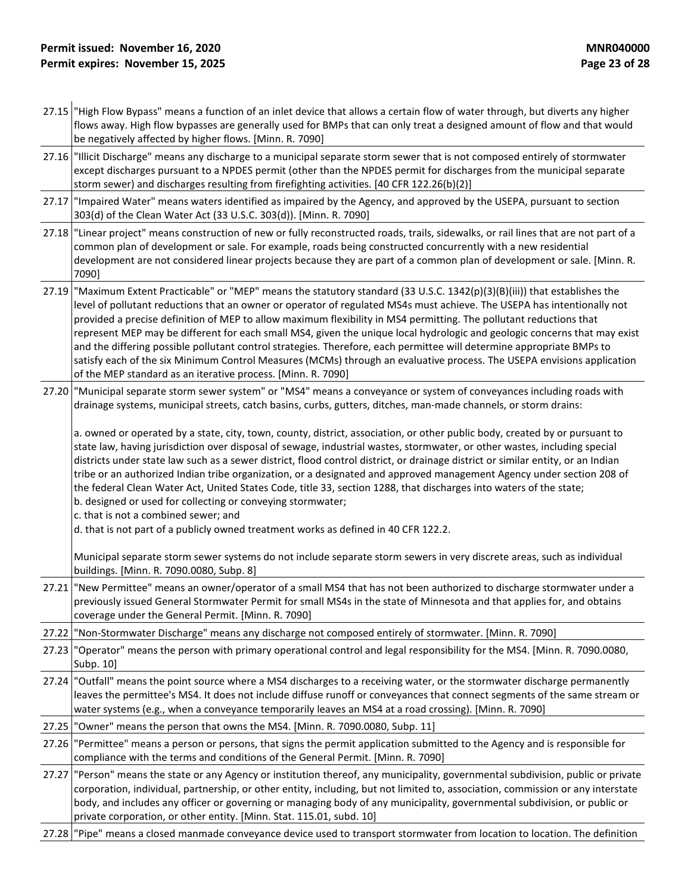| | |
|---|---|
| 27.15 | "High Flow Bypass" means a function of an inlet device that allows a certain flow of water through, but diverts any higher flows away. High flow bypasses are generally used for BMPs that can only treat a designed amount of flow and that would be negatively affected by higher flows. [Minn. R. 7090] |
| 27.16 | "Illicit Discharge" means any discharge to a municipal separate storm sewer that is not composed entirely of stormwater except discharges pursuant to a NPDES permit (other than the NPDES permit for discharges from the municipal separate storm sewer) and discharges resulting from firefighting activities. [40 CFR 122.26(b)(2)] |
| 27.17 | "Impaired Water" means waters identified as impaired by the Agency, and approved by the USEPA, pursuant to section 303(d) of the Clean Water Act (33 U.S.C. 303(d)). [Minn. R. 7090] |
| 27.18 | "Linear project" means construction of new or fully reconstructed roads, trails, sidewalks, or rail lines that are not part of a common plan of development or sale. For example, roads being constructed concurrently with a new residential development are not considered linear projects because they are part of a common plan of development or sale. [Minn. R. 7090] |
| 27.19 | "Maximum Extent Practicable" or "MEP" means the statutory standard (33 U.S.C. 1342(p)(3)(B)(iii)) that establishes the level of pollutant reductions that an owner or operator of regulated MS4s must achieve. The USEPA has intentionally not provided a precise definition of MEP to allow maximum flexibility in MS4 permitting. The pollutant reductions that represent MEP may be different for each small MS4, given the unique local hydrologic and geologic concerns that may exist and the differing possible pollutant control strategies. Therefore, each permittee will determine appropriate BMPs to satisfy each of the six Minimum Control Measures (MCMs) through an evaluative process. The USEPA envisions application of the MEP standard as an iterative process. [Minn. R. 7090] |
| 27.20 | "Municipal separate storm sewer system" or "MS4" means a conveyance or system of conveyances including roads with drainage systems, municipal streets, catch basins, curbs, gutters, ditches, man-made channels, or storm drains:<br><br>a. owned or operated by a state, city, town, county, district, association, or other public body, created by or pursuant to state law, having jurisdiction over disposal of sewage, industrial wastes, stormwater, or other wastes, including special districts under state law such as a sewer district, flood control district, or drainage district or similar entity, or an Indian tribe or an authorized Indian tribe organization, or a designated and approved management Agency under section 208 of the federal Clean Water Act, United States Code, title 33, section 1288, that discharges into waters of the state;<br>b. designed or used for collecting or conveying stormwater;<br>c. that is not a combined sewer; and<br>d. that is not part of a publicly owned treatment works as defined in 40 CFR 122.2.<br><br>Municipal separate storm sewer systems do not include separate storm sewers in very discrete areas, such as individual buildings. [Minn. R. 7090.0080, Subp. 8] |
| 27.21 | "New Permittee" means an owner/operator of a small MS4 that has not been authorized to discharge stormwater under a previously issued General Stormwater Permit for small MS4s in the state of Minnesota and that applies for, and obtains coverage under the General Permit. [Minn. R. 7090] |
| 27.22 | "Non-Stormwater Discharge" means any discharge not composed entirely of stormwater. [Minn. R. 7090] |
| 27.23 | "Operator" means the person with primary operational control and legal responsibility for the MS4. [Minn. R. 7090.0080, Subp. 10] |
| 27.24 | "Outfall" means the point source where a MS4 discharges to a receiving water, or the stormwater discharge permanently leaves the permittee's MS4. It does not include diffuse runoff or conveyances that connect segments of the same stream or water systems (e.g., when a conveyance temporarily leaves an MS4 at a road crossing). [Minn. R. 7090] |
| 27.25 | "Owner" means the person that owns the MS4. [Minn. R. 7090.0080, Subp. 11] |
| 27.26 | "Permittee" means a person or persons, that signs the permit application submitted to the Agency and is responsible for compliance with the terms and conditions of the General Permit. [Minn. R. 7090] |
| 27.27 | "Person" means the state or any Agency or institution thereof, any municipality, governmental subdivision, public or private corporation, individual, partnership, or other entity, including, but not limited to, association, commission or any interstate body, and includes any officer or governing or managing body of any municipality, governmental subdivision, or public or private corporation, or other entity. [Minn. Stat. 115.01, subd. 10] |
| 27.28 | "Pipe" means a closed manmade conveyance device used to transport stormwater from location to location. The definition |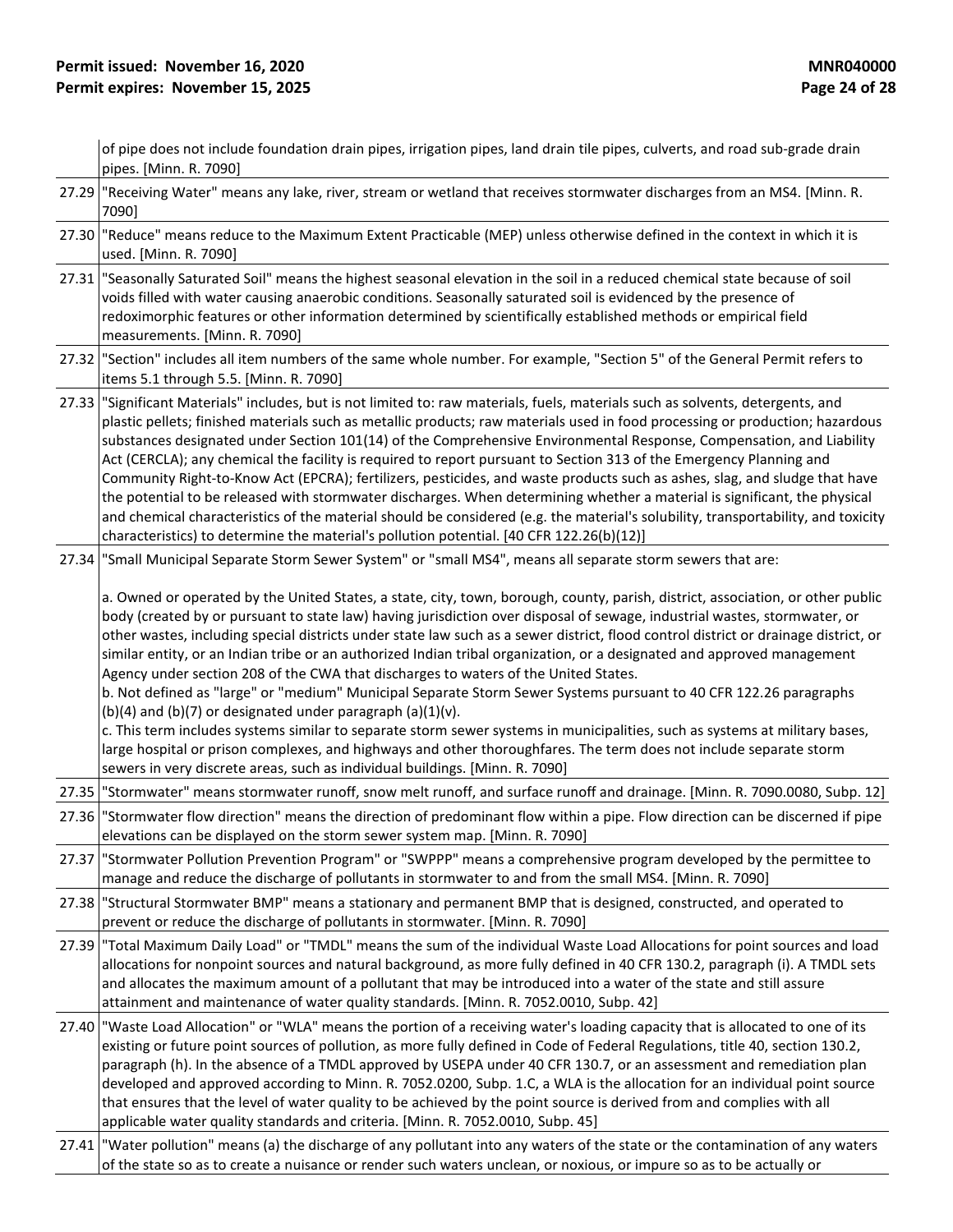| | |
|---|---|
| | of pipe does not include foundation drain pipes, irrigation pipes, land drain tile pipes, culverts, and road sub-grade drain pipes. [Minn. R. 7090] |
| 27.29 | "Receiving Water" means any lake, river, stream or wetland that receives stormwater discharges from an MS4. [Minn. R. 7090] |
| 27.30 | "Reduce" means reduce to the Maximum Extent Practicable (MEP) unless otherwise defined in the context in which it is used. [Minn. R. 7090] |
| 27.31 | "Seasonally Saturated Soil" means the highest seasonal elevation in the soil in a reduced chemical state because of soil voids filled with water causing anaerobic conditions. Seasonally saturated soil is evidenced by the presence of redoximorphic features or other information determined by scientifically established methods or empirical field measurements. [Minn. R. 7090] |
| 27.32 | "Section" includes all item numbers of the same whole number. For example, "Section 5" of the General Permit refers to items 5.1 through 5.5. [Minn. R. 7090] |
| 27.33 | "Significant Materials" includes, but is not limited to: raw materials, fuels, materials such as solvents, detergents, and plastic pellets; finished materials such as metallic products; raw materials used in food processing or production; hazardous substances designated under Section 101(14) of the Comprehensive Environmental Response, Compensation, and Liability Act (CERCLA); any chemical the facility is required to report pursuant to Section 313 of the Emergency Planning and Community Right-to-Know Act (EPCRA); fertilizers, pesticides, and waste products such as ashes, slag, and sludge that have the potential to be released with stormwater discharges. When determining whether a material is significant, the physical and chemical characteristics of the material should be considered (e.g. the material's solubility, transportability, and toxicity characteristics) to determine the material's pollution potential. [40 CFR 122.26(b)(12)] |
| 27.34 | "Small Municipal Separate Storm Sewer System" or "small MS4", means all separate storm sewers that are:<br><br>a. Owned or operated by the United States, a state, city, town, borough, county, parish, district, association, or other public body (created by or pursuant to state law) having jurisdiction over disposal of sewage, industrial wastes, stormwater, or other wastes, including special districts under state law such as a sewer district, flood control district or drainage district, or similar entity, or an Indian tribe or an authorized Indian tribal organization, or a designated and approved management Agency under section 208 of the CWA that discharges to waters of the United States.<br>b. Not defined as "large" or "medium" Municipal Separate Storm Sewer Systems pursuant to 40 CFR 122.26 paragraphs (b)(4) and (b)(7) or designated under paragraph (a)(1)(v).<br>c. This term includes systems similar to separate storm sewer systems in municipalities, such as systems at military bases, large hospital or prison complexes, and highways and other thoroughfares. The term does not include separate storm sewers in very discrete areas, such as individual buildings. [Minn. R. 7090] |
| 27.35 | "Stormwater" means stormwater runoff, snow melt runoff, and surface runoff and drainage. [Minn. R. 7090.0080, Subp. 12] |
| 27.36 | "Stormwater flow direction" means the direction of predominant flow within a pipe. Flow direction can be discerned if pipe elevations can be displayed on the storm sewer system map. [Minn. R. 7090] |
| 27.37 | "Stormwater Pollution Prevention Program" or "SWPPP" means a comprehensive program developed by the permittee to manage and reduce the discharge of pollutants in stormwater to and from the small MS4. [Minn. R. 7090] |
| 27.38 | "Structural Stormwater BMP" means a stationary and permanent BMP that is designed, constructed, and operated to prevent or reduce the discharge of pollutants in stormwater. [Minn. R. 7090] |
| 27.39 | "Total Maximum Daily Load" or "TMDL" means the sum of the individual Waste Load Allocations for point sources and load allocations for nonpoint sources and natural background, as more fully defined in 40 CFR 130.2, paragraph (i). A TMDL sets and allocates the maximum amount of a pollutant that may be introduced into a water of the state and still assure attainment and maintenance of water quality standards. [Minn. R. 7052.0010, Subp. 42] |
| 27.40 | "Waste Load Allocation" or "WLA" means the portion of a receiving water's loading capacity that is allocated to one of its existing or future point sources of pollution, as more fully defined in Code of Federal Regulations, title 40, section 130.2, paragraph (h). In the absence of a TMDL approved by USEPA under 40 CFR 130.7, or an assessment and remediation plan developed and approved according to Minn. R. 7052.0200, Subp. 1.C, a WLA is the allocation for an individual point source that ensures that the level of water quality to be achieved by the point source is derived from and complies with all applicable water quality standards and criteria. [Minn. R. 7052.0010, Subp. 45] |
| 27.41 | "Water pollution" means (a) the discharge of any pollutant into any waters of the state or the contamination of any waters of the state so as to create a nuisance or render such waters unclean, or noxious, or impure so as to be actually or |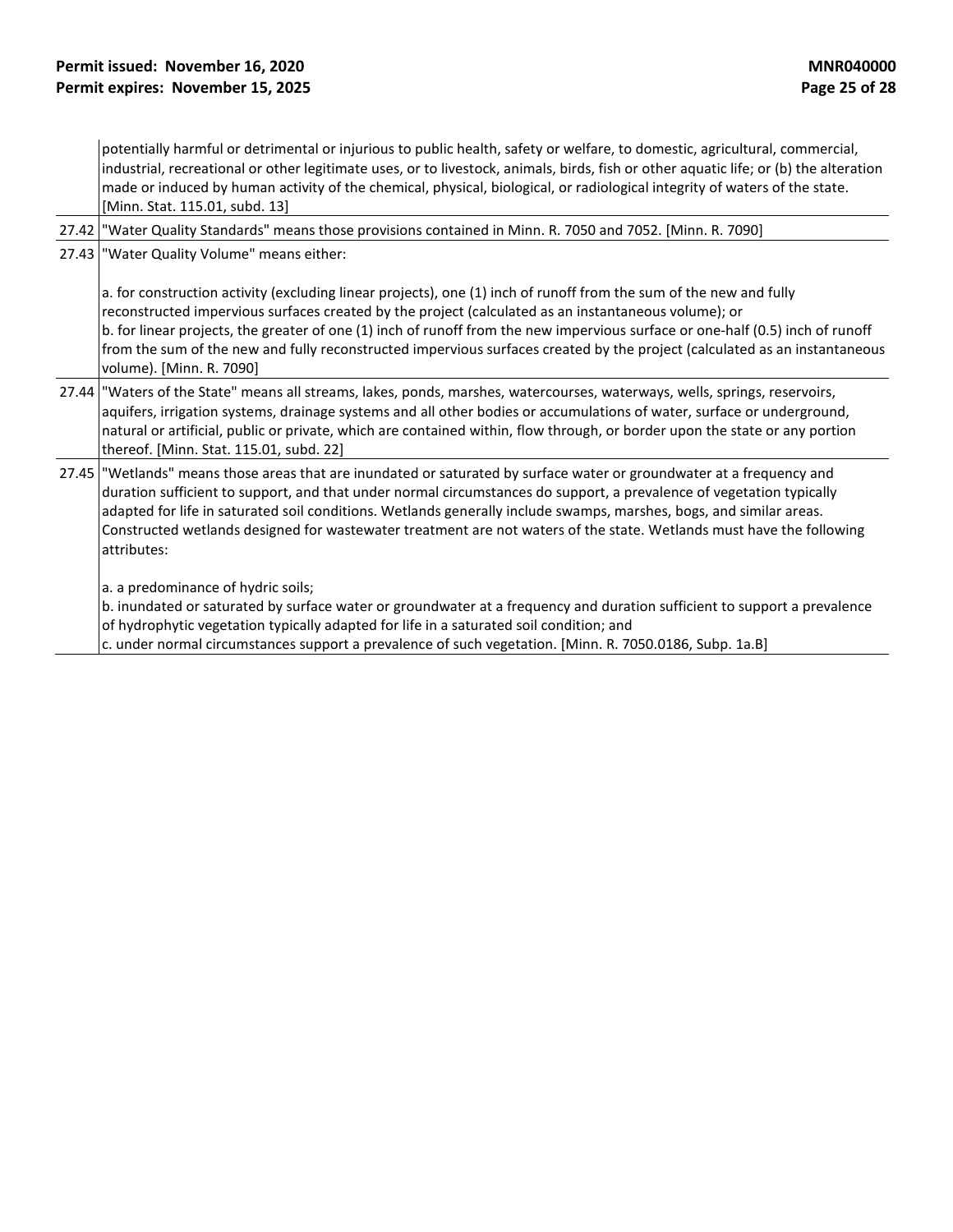| | |
|---|---|
| | potentially harmful or detrimental or injurious to public health, safety or welfare, to domestic, agricultural, commercial, industrial, recreational or other legitimate uses, or to livestock, animals, birds, fish or other aquatic life; or (b) the alteration made or induced by human activity of the chemical, physical, biological, or radiological integrity of waters of the state. [Minn. Stat. 115.01, subd. 13] |
| 27.42 | "Water Quality Standards" means those provisions contained in Minn. R. 7050 and 7052. [Minn. R. 7090] |
| 27.43 | "Water Quality Volume" means either:<br><br>a. for construction activity (excluding linear projects), one (1) inch of runoff from the sum of the new and fully reconstructed impervious surfaces created by the project (calculated as an instantaneous volume); or<br>b. for linear projects, the greater of one (1) inch of runoff from the new impervious surface or one-half (0.5) inch of runoff from the sum of the new and fully reconstructed impervious surfaces created by the project (calculated as an instantaneous volume). [Minn. R. 7090] |
| 27.44 | "Waters of the State" means all streams, lakes, ponds, marshes, watercourses, waterways, wells, springs, reservoirs, aquifers, irrigation systems, drainage systems and all other bodies or accumulations of water, surface or underground, natural or artificial, public or private, which are contained within, flow through, or border upon the state or any portion thereof. [Minn. Stat. 115.01, subd. 22] |
| 27.45 | "Wetlands" means those areas that are inundated or saturated by surface water or groundwater at a frequency and duration sufficient to support, and that under normal circumstances do support, a prevalence of vegetation typically adapted for life in saturated soil conditions. Wetlands generally include swamps, marshes, bogs, and similar areas. Constructed wetlands designed for wastewater treatment are not waters of the state. Wetlands must have the following attributes:<br><br>a. a predominance of hydric soils;<br>b. inundated or saturated by surface water or groundwater at a frequency and duration sufficient to support a prevalence of hydrophytic vegetation typically adapted for life in a saturated soil condition; and<br>c. under normal circumstances support a prevalence of such vegetation. [Minn. R. 7050.0186, Subp. 1a.B] |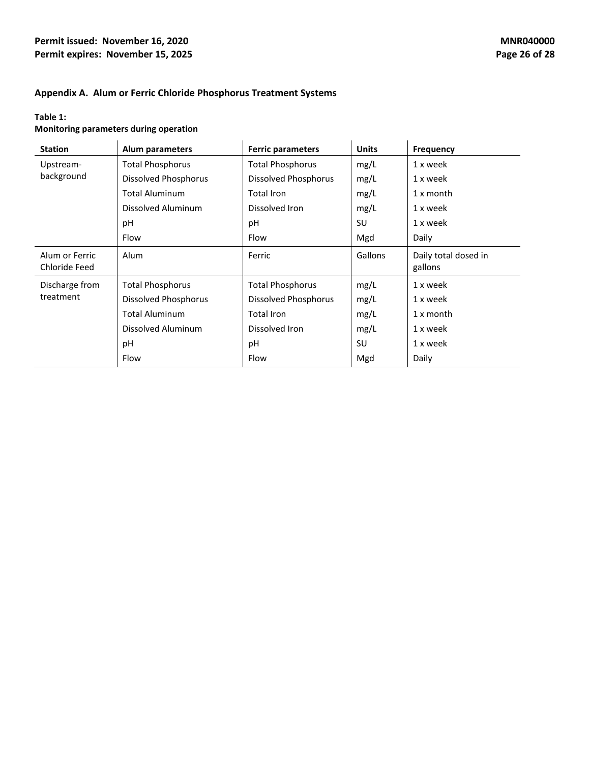## Appendix A. Alum or Ferric Chloride Phosphorus Treatment Systems

**Table 1:**
**Monitoring parameters during operation**

| Station | Alum parameters | Ferric parameters | Units | Frequency |
|---|---|---|---|---|
| Upstream-background | Total Phosphorus | Total Phosphorus | mg/L | 1 x week |
| | Dissolved Phosphorus | Dissolved Phosphorus | mg/L | 1 x week |
| | Total Aluminum | Total Iron | mg/L | 1 x month |
| | Dissolved Aluminum | Dissolved Iron | mg/L | 1 x week |
| | pH | pH | SU | 1 x week |
| | Flow | Flow | Mgd | Daily |
| Alum or Ferric Chloride Feed | Alum | Ferric | Gallons | Daily total dosed in gallons |
| Discharge from treatment | Total Phosphorus | Total Phosphorus | mg/L | 1 x week |
| | Dissolved Phosphorus | Dissolved Phosphorus | mg/L | 1 x week |
| | Total Aluminum | Total Iron | mg/L | 1 x month |
| | Dissolved Aluminum | Dissolved Iron | mg/L | 1 x week |
| | pH | pH | SU | 1 x week |
| | Flow | Flow | Mgd | Daily |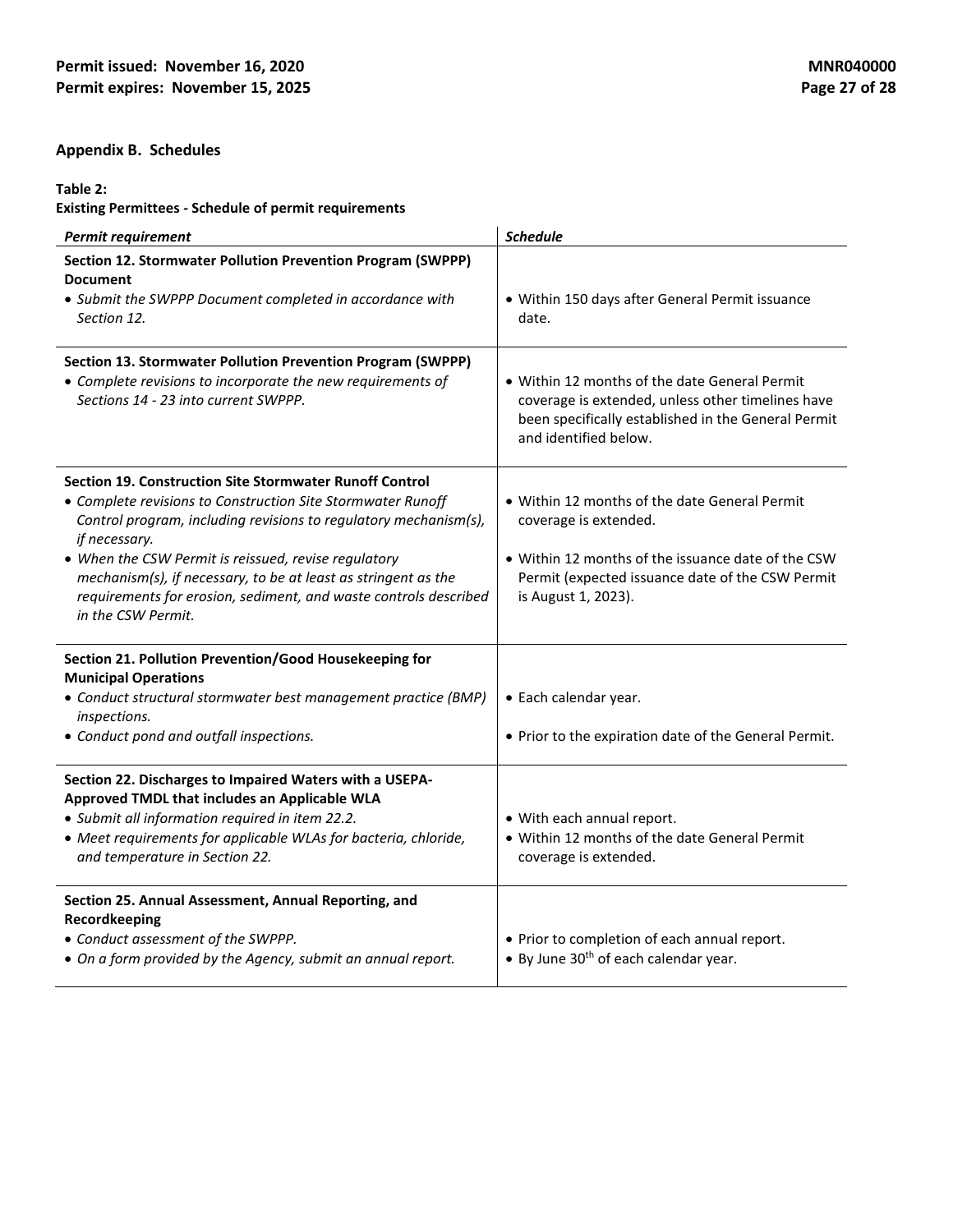## Appendix B. Schedules

**Table 2:**
**Existing Permittees - Schedule of permit requirements**

| *Permit requirement* | *Schedule* |
|---|---|
| **Section 12. Stormwater Pollution Prevention Program (SWPPP) Document**<br>• *Submit the SWPPP Document completed in accordance with Section 12.* | • Within 150 days after General Permit issuance date. |
| **Section 13. Stormwater Pollution Prevention Program (SWPPP)**<br>• *Complete revisions to incorporate the new requirements of Sections 14 - 23 into current SWPPP.* | • Within 12 months of the date General Permit coverage is extended, unless other timelines have been specifically established in the General Permit and identified below. |
| **Section 19. Construction Site Stormwater Runoff Control**<br>• *Complete revisions to Construction Site Stormwater Runoff Control program, including revisions to regulatory mechanism(s), if necessary.*<br>• *When the CSW Permit is reissued, revise regulatory mechanism(s), if necessary, to be at least as stringent as the requirements for erosion, sediment, and waste controls described in the CSW Permit.* | • Within 12 months of the date General Permit coverage is extended.<br>• Within 12 months of the issuance date of the CSW Permit (expected issuance date of the CSW Permit is August 1, 2023). |
| **Section 21. Pollution Prevention/Good Housekeeping for Municipal Operations**<br>• *Conduct structural stormwater best management practice (BMP) inspections.*<br>• *Conduct pond and outfall inspections.* | • Each calendar year.<br>• Prior to the expiration date of the General Permit. |
| **Section 22. Discharges to Impaired Waters with a USEPA-Approved TMDL that includes an Applicable WLA**<br>• *Submit all information required in item 22.2.*<br>• *Meet requirements for applicable WLAs for bacteria, chloride, and temperature in Section 22.* | • With each annual report.<br>• Within 12 months of the date General Permit coverage is extended. |
| **Section 25. Annual Assessment, Annual Reporting, and Recordkeeping**<br>• *Conduct assessment of the SWPPP.*<br>• *On a form provided by the Agency, submit an annual report.* | • Prior to completion of each annual report.<br>• By June 30th of each calendar year. |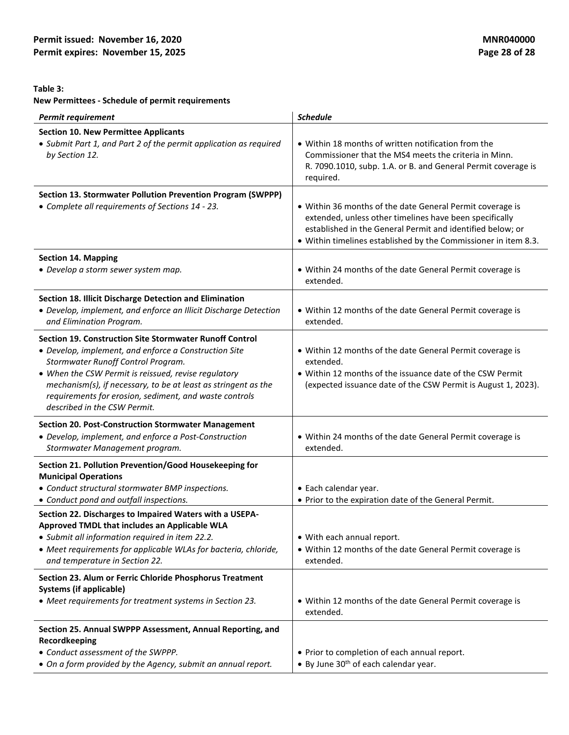**Table 3:**
**New Permittees - Schedule of permit requirements**

| *Permit requirement* | *Schedule* |
|---|---|
| **Section 10. New Permittee Applicants**<br>• *Submit Part 1, and Part 2 of the permit application as required by Section 12.* | • Within 18 months of written notification from the Commissioner that the MS4 meets the criteria in Minn. R. 7090.1010, subp. 1.A. or B. and General Permit coverage is required. |
| **Section 13. Stormwater Pollution Prevention Program (SWPPP)**<br>• *Complete all requirements of Sections 14 - 23.* | • Within 36 months of the date General Permit coverage is extended, unless other timelines have been specifically established in the General Permit and identified below; or<br>• Within timelines established by the Commissioner in item 8.3. |
| **Section 14. Mapping**<br>• *Develop a storm sewer system map.* | • Within 24 months of the date General Permit coverage is extended. |
| **Section 18. Illicit Discharge Detection and Elimination**<br>• *Develop, implement, and enforce an Illicit Discharge Detection and Elimination Program.* | • Within 12 months of the date General Permit coverage is extended. |
| **Section 19. Construction Site Stormwater Runoff Control**<br>• *Develop, implement, and enforce a Construction Site Stormwater Runoff Control Program.*<br>• *When the CSW Permit is reissued, revise regulatory mechanism(s), if necessary, to be at least as stringent as the requirements for erosion, sediment, and waste controls described in the CSW Permit.* | • Within 12 months of the date General Permit coverage is extended.<br>• Within 12 months of the issuance date of the CSW Permit (expected issuance date of the CSW Permit is August 1, 2023). |
| **Section 20. Post-Construction Stormwater Management**<br>• *Develop, implement, and enforce a Post-Construction Stormwater Management program.* | • Within 24 months of the date General Permit coverage is extended. |
| **Section 21. Pollution Prevention/Good Housekeeping for Municipal Operations**<br>• *Conduct structural stormwater BMP inspections.*<br>• *Conduct pond and outfall inspections.* | • Each calendar year.<br>• Prior to the expiration date of the General Permit. |
| **Section 22. Discharges to Impaired Waters with a USEPA-Approved TMDL that includes an Applicable WLA**<br>• *Submit all information required in item 22.2.*<br>• *Meet requirements for applicable WLAs for bacteria, chloride, and temperature in Section 22.* | • With each annual report.<br>• Within 12 months of the date General Permit coverage is extended. |
| **Section 23. Alum or Ferric Chloride Phosphorus Treatment Systems (if applicable)**<br>• *Meet requirements for treatment systems in Section 23.* | • Within 12 months of the date General Permit coverage is extended. |
| **Section 25. Annual SWPPP Assessment, Annual Reporting, and Recordkeeping**<br>• *Conduct assessment of the SWPPP.*<br>• *On a form provided by the Agency, submit an annual report.* | • Prior to completion of each annual report.<br>• By June 30th of each calendar year. |